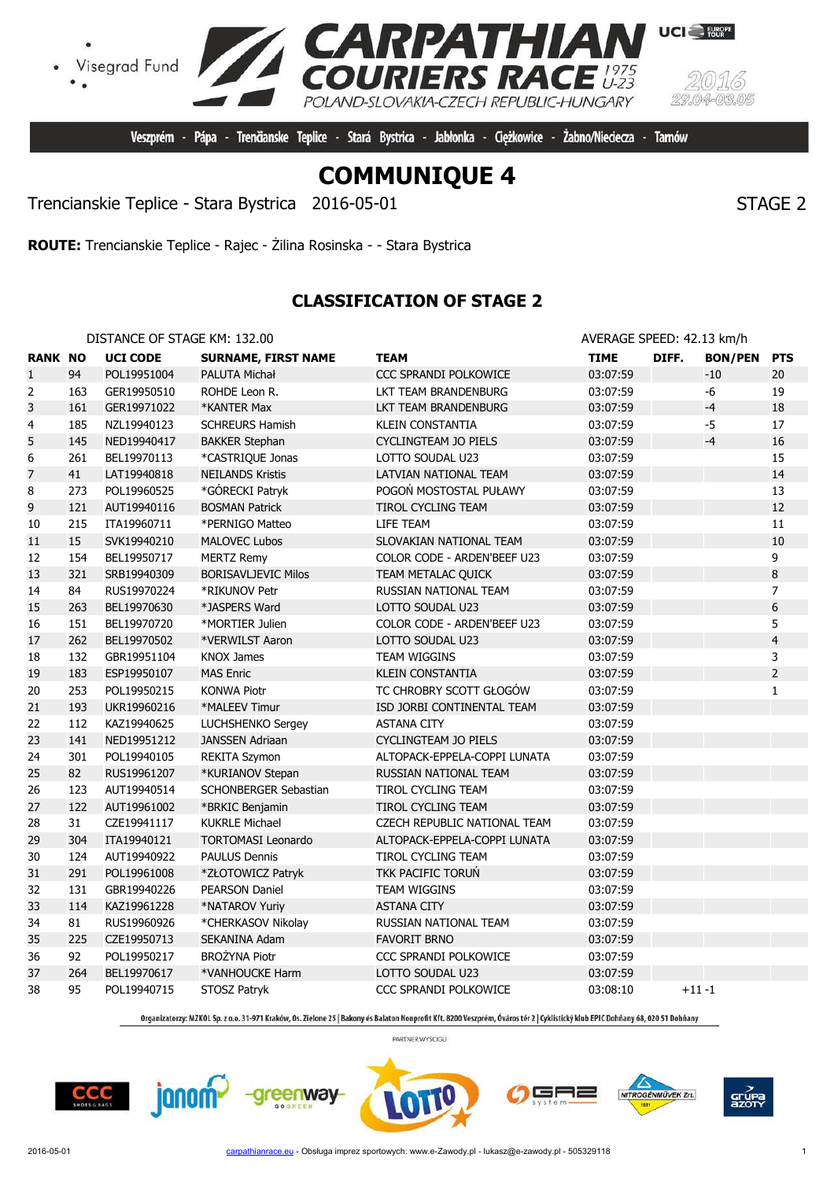Visegrad Fund

# CARPATHIAN COURIERS RACE

1975 U-23

POLAND-SLOVAKIA-CZECH REPUBLIC-HUNGARY

2016 29.04-03.05

Veszprém - Pápa - Trenčianske Teplice - Stará Bystrica - Jabłonka - Ciężkowice - Żabno/Nieciecza - Tarnów

# COMMUNIQUE 4

Trencianskie Teplice - Stara Bystrica 2016-05-01

STAGE 2

**ROUTE:** Trencianskie Teplice - Rajec - Žilina Rosinska - - Stara Bystrica

## CLASSIFICATION OF STAGE 2

DISTANCE OF STAGE KM: 132.00

AVERAGE SPEED: 42.13 km/h

| RANK | NO | UCI CODE | SURNAME, FIRST NAME | TEAM | TIME | DIFF. | BON/PEN | PTS |
|---|---|---|---|---|---|---|---|---|
| 1 | 94 | POL19951004 | PALUTA Michał | CCC SPRANDI POLKOWICE | 03:07:59 | | -10 | 20 |
| 2 | 163 | GER19950510 | ROHDE Leon R. | LKT TEAM BRANDENBURG | 03:07:59 | | -6 | 19 |
| 3 | 161 | GER19971022 | *KANTER Max | LKT TEAM BRANDENBURG | 03:07:59 | | -4 | 18 |
| 4 | 185 | NZL19940123 | SCHREURS Hamish | KLEIN CONSTANTIA | 03:07:59 | | -5 | 17 |
| 5 | 145 | NED19940417 | BAKKER Stephan | CYCLINGTEAM JO PIELS | 03:07:59 | | -4 | 16 |
| 6 | 261 | BEL19970113 | *CASTRIQUE Jonas | LOTTO SOUDAL U23 | 03:07:59 | | | 15 |
| 7 | 41 | LAT19940818 | NEILANDS Kristis | LATVIAN NATIONAL TEAM | 03:07:59 | | | 14 |
| 8 | 273 | POL19960525 | *GÓRECKI Patryk | POGOŃ MOSTOSTAL PUŁAWY | 03:07:59 | | | 13 |
| 9 | 121 | AUT19940116 | BOSMAN Patrick | TIROL CYCLING TEAM | 03:07:59 | | | 12 |
| 10 | 215 | ITA19960711 | *PERNIGO Matteo | LIFE TEAM | 03:07:59 | | | 11 |
| 11 | 15 | SVK19940210 | MALOVEC Lubos | SLOVAKIAN NATIONAL TEAM | 03:07:59 | | | 10 |
| 12 | 154 | BEL19950717 | MERTZ Remy | COLOR CODE - ARDEN'BEEF U23 | 03:07:59 | | | 9 |
| 13 | 321 | SRB19940309 | BORISAVLJEVIC Milos | TEAM METALAC QUICK | 03:07:59 | | | 8 |
| 14 | 84 | RUS19970224 | *RIKUNOV Petr | RUSSIAN NATIONAL TEAM | 03:07:59 | | | 7 |
| 15 | 263 | BEL19970630 | *JASPERS Ward | LOTTO SOUDAL U23 | 03:07:59 | | | 6 |
| 16 | 151 | BEL19970720 | *MORTIER Julien | COLOR CODE - ARDEN'BEEF U23 | 03:07:59 | | | 5 |
| 17 | 262 | BEL19970502 | *VERWILST Aaron | LOTTO SOUDAL U23 | 03:07:59 | | | 4 |
| 18 | 132 | GBR19951104 | KNOX James | TEAM WIGGINS | 03:07:59 | | | 3 |
| 19 | 183 | ESP19950107 | MAS Enric | KLEIN CONSTANTIA | 03:07:59 | | | 2 |
| 20 | 253 | POL19950215 | KONWA Piotr | TC CHROBRY SCOTT GŁOGÓW | 03:07:59 | | | 1 |
| 21 | 193 | UKR19960216 | *MALEEV Timur | ISD JORBI CONTINENTAL TEAM | 03:07:59 | | | |
| 22 | 112 | KAZ19940625 | LUCHSHENKO Sergey | ASTANA CITY | 03:07:59 | | | |
| 23 | 141 | NED19951212 | JANSSEN Adriaan | CYCLINGTEAM JO PIELS | 03:07:59 | | | |
| 24 | 301 | POL19940105 | REKITA Szymon | ALTOPACK-EPPELA-COPPI LUNATA | 03:07:59 | | | |
| 25 | 82 | RUS19961207 | *KURIANOV Stepan | RUSSIAN NATIONAL TEAM | 03:07:59 | | | |
| 26 | 123 | AUT19940514 | SCHONBERGER Sebastian | TIROL CYCLING TEAM | 03:07:59 | | | |
| 27 | 122 | AUT19961002 | *BRKIC Benjamin | TIROL CYCLING TEAM | 03:07:59 | | | |
| 28 | 31 | CZE19941117 | KUKRLE Michael | CZECH REPUBLIC NATIONAL TEAM | 03:07:59 | | | |
| 29 | 304 | ITA19940121 | TORTOMASI Leonardo | ALTOPACK-EPPELA-COPPI LUNATA | 03:07:59 | | | |
| 30 | 124 | AUT19940922 | PAULUS Dennis | TIROL CYCLING TEAM | 03:07:59 | | | |
| 31 | 291 | POL19961008 | *ZŁOTOWICZ Patryk | TKK PACIFIC TORUŃ | 03:07:59 | | | |
| 32 | 131 | GBR19940226 | PEARSON Daniel | TEAM WIGGINS | 03:07:59 | | | |
| 33 | 114 | KAZ19961228 | *NATAROV Yuriy | ASTANA CITY | 03:07:59 | | | |
| 34 | 81 | RUS19960926 | *CHERKASOV Nikolay | RUSSIAN NATIONAL TEAM | 03:07:59 | | | |
| 35 | 225 | CZE19950713 | SEKANINA Adam | FAVORIT BRNO | 03:07:59 | | | |
| 36 | 92 | POL19950217 | BROŻYNA Piotr | CCC SPRANDI POLKOWICE | 03:07:59 | | | |
| 37 | 264 | BEL19970617 | *VANHOUCKE Harm | LOTTO SOUDAL U23 | 03:07:59 | | | |
| 38 | 95 | POL19940715 | STOSZ Patryk | CCC SPRANDI POLKOWICE | 03:08:10 | +11 | -1 | |

Organizatorzy: MZKOL Sp. z o.o. 31-971 Kraków, Os. Zielone 25 | Bakony és Balaton Nonprofit Kft. 8200 Veszprém, Óváros tér 2 | Cyklistický klub EPIC Dohňany 68, 020 51 Dohňany

PARTNER WYŚCIGU

carpathianrace.eu - Obsługa imprez sportowych: www.e-Zawody.pl - lukasz@e-zawody.pl - 505329118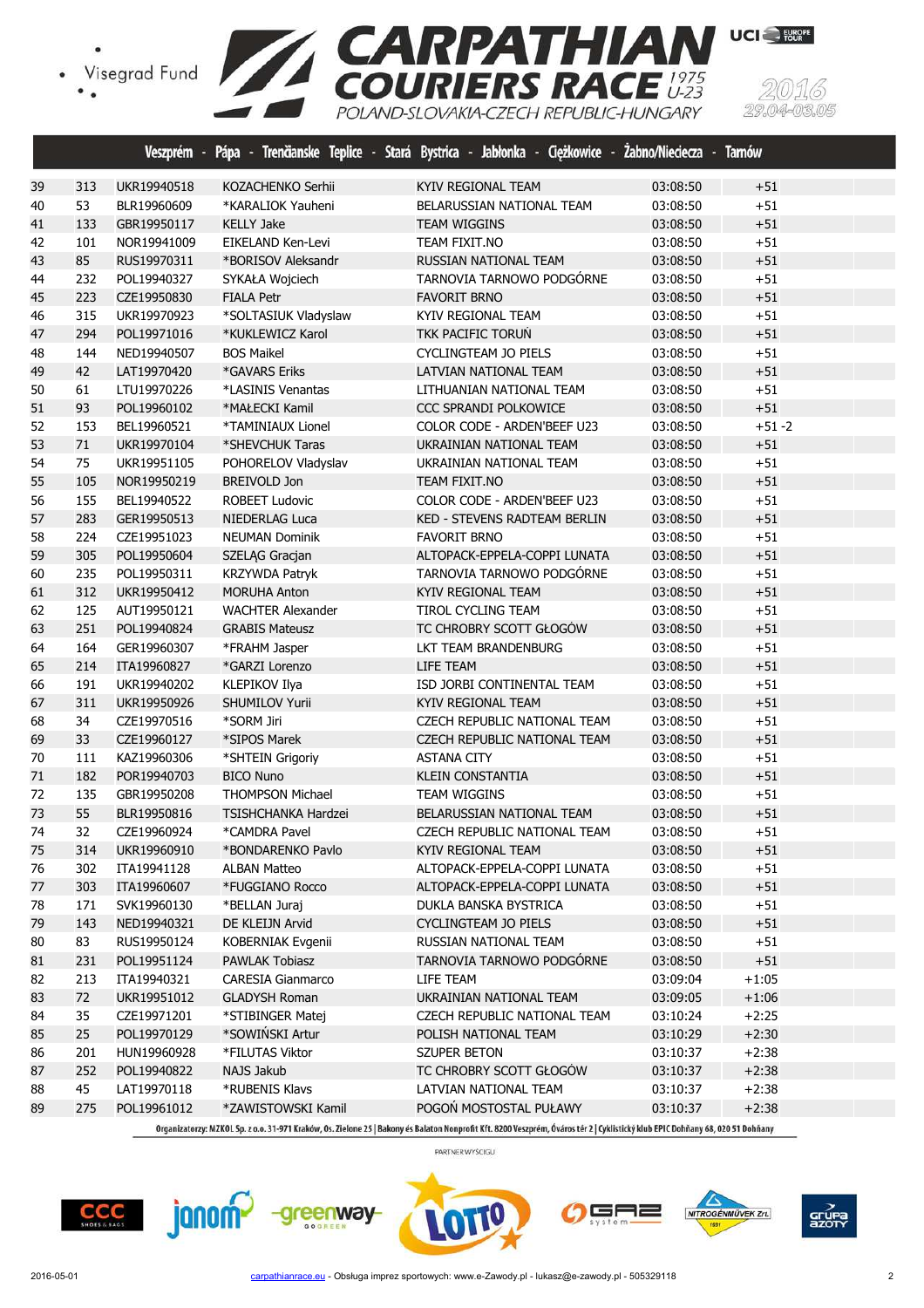| | | | | | | |
|---|---|---|---|---|---|---|
| 39 | 313 | UKR19940518 | KOZACHENKO Serhii | KYIV REGIONAL TEAM | 03:08:50 | +51 |
| 40 | 53 | BLR19960609 | *KARALIOK Yauheni | BELARUSSIAN NATIONAL TEAM | 03:08:50 | +51 |
| 41 | 133 | GBR19950117 | KELLY Jake | TEAM WIGGINS | 03:08:50 | +51 |
| 42 | 101 | NOR19941009 | EIKELAND Ken-Levi | TEAM FIXIT.NO | 03:08:50 | +51 |
| 43 | 85 | RUS19970311 | *BORISOV Aleksandr | RUSSIAN NATIONAL TEAM | 03:08:50 | +51 |
| 44 | 232 | POL19940327 | SYKAŁA Wojciech | TARNOVIA TARNOWO PODGÓRNE | 03:08:50 | +51 |
| 45 | 223 | CZE19950830 | FIALA Petr | FAVORIT BRNO | 03:08:50 | +51 |
| 46 | 315 | UKR19970923 | *SOLTASIUK Vladyslaw | KYIV REGIONAL TEAM | 03:08:50 | +51 |
| 47 | 294 | POL19971016 | *KUKLEWICZ Karol | TKK PACIFIC TORUŃ | 03:08:50 | +51 |
| 48 | 144 | NED19940507 | BOS Maikel | CYCLINGTEAM JO PIELS | 03:08:50 | +51 |
| 49 | 42 | LAT19970420 | *GAVARS Eriks | LATVIAN NATIONAL TEAM | 03:08:50 | +51 |
| 50 | 61 | LTU19970226 | *LASINIS Venantas | LITHUANIAN NATIONAL TEAM | 03:08:50 | +51 |
| 51 | 93 | POL19960102 | *MAŁECKI Kamil | CCC SPRANDI POLKOWICE | 03:08:50 | +51 |
| 52 | 153 | BEL19960521 | *TAMINIAUX Lionel | COLOR CODE - ARDEN'BEEF U23 | 03:08:50 | +51 -2 |
| 53 | 71 | UKR19970104 | *SHEVCHUK Taras | UKRAINIAN NATIONAL TEAM | 03:08:50 | +51 |
| 54 | 75 | UKR19951105 | POHORELOV Vladyslav | UKRAINIAN NATIONAL TEAM | 03:08:50 | +51 |
| 55 | 105 | NOR19950219 | BREIVOLD Jon | TEAM FIXIT.NO | 03:08:50 | +51 |
| 56 | 155 | BEL19940522 | ROBEET Ludovic | COLOR CODE - ARDEN'BEEF U23 | 03:08:50 | +51 |
| 57 | 283 | GER19950513 | NIEDERLAG Luca | KED - STEVENS RADTEAM BERLIN | 03:08:50 | +51 |
| 58 | 224 | CZE19951023 | NEUMAN Dominik | FAVORIT BRNO | 03:08:50 | +51 |
| 59 | 305 | POL19950604 | SZELĄG Gracjan | ALTOPACK-EPPELA-COPPI LUNATA | 03:08:50 | +51 |
| 60 | 235 | POL19950311 | KRZYWDA Patryk | TARNOVIA TARNOWO PODGÓRNE | 03:08:50 | +51 |
| 61 | 312 | UKR19950412 | MORUHA Anton | KYIV REGIONAL TEAM | 03:08:50 | +51 |
| 62 | 125 | AUT19950121 | WACHTER Alexander | TIROL CYCLING TEAM | 03:08:50 | +51 |
| 63 | 251 | POL19940824 | GRABIS Mateusz | TC CHROBRY SCOTT GŁOGÓW | 03:08:50 | +51 |
| 64 | 164 | GER19960307 | *FRAHM Jasper | LKT TEAM BRANDENBURG | 03:08:50 | +51 |
| 65 | 214 | ITA19960827 | *GARZI Lorenzo | LIFE TEAM | 03:08:50 | +51 |
| 66 | 191 | UKR19940202 | KLEPIKOV Ilya | ISD JORBI CONTINENTAL TEAM | 03:08:50 | +51 |
| 67 | 311 | UKR19950926 | SHUMILOV Yurii | KYIV REGIONAL TEAM | 03:08:50 | +51 |
| 68 | 34 | CZE19970516 | *SORM Jiri | CZECH REPUBLIC NATIONAL TEAM | 03:08:50 | +51 |
| 69 | 33 | CZE19960127 | *SIPOS Marek | CZECH REPUBLIC NATIONAL TEAM | 03:08:50 | +51 |
| 70 | 111 | KAZ19960306 | *SHTEIN Grigoriy | ASTANA CITY | 03:08:50 | +51 |
| 71 | 182 | POR19940703 | BICO Nuno | KLEIN CONSTANTIA | 03:08:50 | +51 |
| 72 | 135 | GBR19950208 | THOMPSON Michael | TEAM WIGGINS | 03:08:50 | +51 |
| 73 | 55 | BLR19950816 | TSISHCHANKA Hardzei | BELARUSSIAN NATIONAL TEAM | 03:08:50 | +51 |
| 74 | 32 | CZE19960924 | *CAMDRA Pavel | CZECH REPUBLIC NATIONAL TEAM | 03:08:50 | +51 |
| 75 | 314 | UKR19960910 | *BONDARENKO Pavlo | KYIV REGIONAL TEAM | 03:08:50 | +51 |
| 76 | 302 | ITA19941128 | ALBAN Matteo | ALTOPACK-EPPELA-COPPI LUNATA | 03:08:50 | +51 |
| 77 | 303 | ITA19960607 | *FUGGIANO Rocco | ALTOPACK-EPPELA-COPPI LUNATA | 03:08:50 | +51 |
| 78 | 171 | SVK19960130 | *BELLAN Juraj | DUKLA BANSKA BYSTRICA | 03:08:50 | +51 |
| 79 | 143 | NED19940321 | DE KLEIJN Arvid | CYCLINGTEAM JO PIELS | 03:08:50 | +51 |
| 80 | 83 | RUS19950124 | KOBERNIAK Evgenii | RUSSIAN NATIONAL TEAM | 03:08:50 | +51 |
| 81 | 231 | POL19951124 | PAWLAK Tobiasz | TARNOVIA TARNOWO PODGÓRNE | 03:08:50 | +51 |
| 82 | 213 | ITA19940321 | CARESIA Gianmarco | LIFE TEAM | 03:09:04 | +1:05 |
| 83 | 72 | UKR19951012 | GLADYSH Roman | UKRAINIAN NATIONAL TEAM | 03:09:05 | +1:06 |
| 84 | 35 | CZE19971201 | *STIBINGER Matej | CZECH REPUBLIC NATIONAL TEAM | 03:10:24 | +2:25 |
| 85 | 25 | POL19970129 | *SOWIŃSKI Artur | POLISH NATIONAL TEAM | 03:10:29 | +2:30 |
| 86 | 201 | HUN19960928 | *FILUTAS Viktor | SZUPER BETON | 03:10:37 | +2:38 |
| 87 | 252 | POL19940822 | NAJS Jakub | TC CHROBRY SCOTT GŁOGÓW | 03:10:37 | +2:38 |
| 88 | 45 | LAT19970118 | *RUBENIS Klavs | LATVIAN NATIONAL TEAM | 03:10:37 | +2:38 |
| 89 | 275 | POL19961012 | *ZAWISTOWSKI Kamil | POGOŃ MOSTOSTAL PUŁAWY | 03:10:37 | +2:38 |

Organizatorzy: MZKOL Sp. z o.o. 31-971 Kraków, Os. Zielone 25 | Bakony és Balaton Nonprofit Kft. 8200 Veszprém, Óváros tér 2 | Cyklistický klub EPIC Dohňany 68, 020 51 Dohňany

PARTNER WYŚCIGU

2016-05-01 carpathianrace.eu - Obsługa imprez sportowych: www.e-Zawody.pl - lukasz@e-zawody.pl - 505329118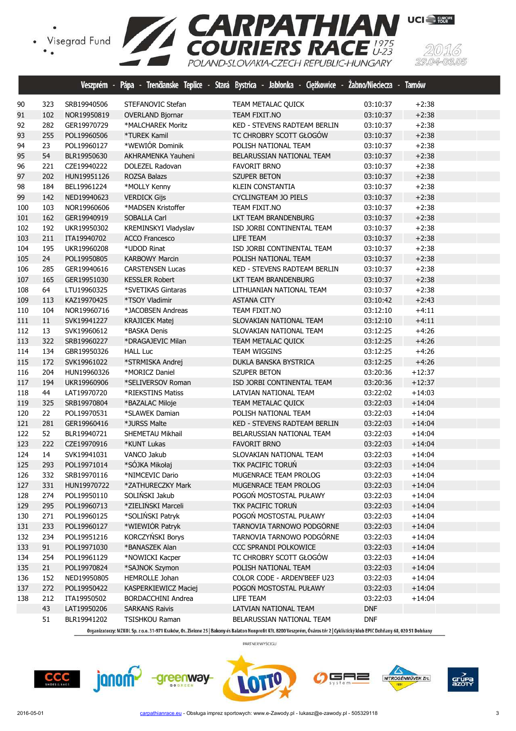# CARPATHIAN COURIERS RACE 1975 U-23

POLAND-SLOVAKIA-CZECH REPUBLIC-HUNGARY

2016 29.04-03.05

Veszprém - Pápa - Trenčianske Teplice - Stará Bystrica - Jabłonka - Ciężkowice - Żabno/Nieciecza - Tarnów

| | | | | | | |
|---|---|---|---|---|---|---|
| 90 | 323 | SRB19940506 | STEFANOVIC Stefan | TEAM METALAC QUICK | 03:10:37 | +2:38 |
| 91 | 102 | NOR19950819 | OVERLAND Bjornar | TEAM FIXIT.NO | 03:10:37 | +2:38 |
| 92 | 282 | GER19970729 | *MALCHAREK Moritz | KED - STEVENS RADTEAM BERLIN | 03:10:37 | +2:38 |
| 93 | 255 | POL19960506 | *TUREK Kamil | TC CHROBRY SCOTT GŁOGÓW | 03:10:37 | +2:38 |
| 94 | 23 | POL19960127 | *WEWIÓR Dominik | POLISH NATIONAL TEAM | 03:10:37 | +2:38 |
| 95 | 54 | BLR19950630 | AKHRAMENKA Yauheni | BELARUSSIAN NATIONAL TEAM | 03:10:37 | +2:38 |
| 96 | 221 | CZE19940222 | DOLEZEL Radovan | FAVORIT BRNO | 03:10:37 | +2:38 |
| 97 | 202 | HUN19951126 | ROZSA Balazs | SZUPER BETON | 03:10:37 | +2:38 |
| 98 | 184 | BEL19961224 | *MOLLY Kenny | KLEIN CONSTANTIA | 03:10:37 | +2:38 |
| 99 | 142 | NED19940623 | VERDICK Gijs | CYCLINGTEAM JO PIELS | 03:10:37 | +2:38 |
| 100 | 103 | NOR19960606 | *MADSEN Kristoffer | TEAM FIXIT.NO | 03:10:37 | +2:38 |
| 101 | 162 | GER19940919 | SOBALLA Carl | LKT TEAM BRANDENBURG | 03:10:37 | +2:38 |
| 102 | 192 | UKR19950302 | KREMINSKYI Vladyslav | ISD JORBI CONTINENTAL TEAM | 03:10:37 | +2:38 |
| 103 | 211 | ITA19940702 | ACCO Francesco | LIFE TEAM | 03:10:37 | +2:38 |
| 104 | 195 | UKR19960208 | *UDOD Rinat | ISD JORBI CONTINENTAL TEAM | 03:10:37 | +2:38 |
| 105 | 24 | POL19950805 | KARBOWY Marcin | POLISH NATIONAL TEAM | 03:10:37 | +2:38 |
| 106 | 285 | GER19940616 | CARSTENSEN Lucas | KED - STEVENS RADTEAM BERLIN | 03:10:37 | +2:38 |
| 107 | 165 | GER19951030 | KESSLER Robert | LKT TEAM BRANDENBURG | 03:10:37 | +2:38 |
| 108 | 64 | LTU19960325 | *SVETIKAS Gintaras | LITHUANIAN NATIONAL TEAM | 03:10:37 | +2:38 |
| 109 | 113 | KAZ19970425 | *TSOY Vladimir | ASTANA CITY | 03:10:42 | +2:43 |
| 110 | 104 | NOR19960716 | *JACOBSEN Andreas | TEAM FIXIT.NO | 03:12:10 | +4:11 |
| 111 | 11 | SVK19941227 | KRAJICEK Matej | SLOVAKIAN NATIONAL TEAM | 03:12:10 | +4:11 |
| 112 | 13 | SVK19960612 | *BASKA Denis | SLOVAKIAN NATIONAL TEAM | 03:12:25 | +4:26 |
| 113 | 322 | SRB19960227 | *DRAGAJEVIC Milan | TEAM METALAC QUICK | 03:12:25 | +4:26 |
| 114 | 134 | GBR19950326 | HALL Luc | TEAM WIGGINS | 03:12:25 | +4:26 |
| 115 | 172 | SVK19961022 | *STRMISKA Andrej | DUKLA BANSKA BYSTRICA | 03:12:25 | +4:26 |
| 116 | 204 | HUN19960326 | *MORICZ Daniel | SZUPER BETON | 03:20:36 | +12:37 |
| 117 | 194 | UKR19960906 | *SELIVERSOV Roman | ISD JORBI CONTINENTAL TEAM | 03:20:36 | +12:37 |
| 118 | 44 | LAT19970720 | *RIEKSTINS Matiss | LATVIAN NATIONAL TEAM | 03:22:02 | +14:03 |
| 119 | 325 | SRB19970804 | *BAZALAC Miloje | TEAM METALAC QUICK | 03:22:03 | +14:04 |
| 120 | 22 | POL19970531 | *SLAWEK Damian | POLISH NATIONAL TEAM | 03:22:03 | +14:04 |
| 121 | 281 | GER19960416 | *JURSS Malte | KED - STEVENS RADTEAM BERLIN | 03:22:03 | +14:04 |
| 122 | 52 | BLR19940721 | SHEMETAU Mikhail | BELARUSSIAN NATIONAL TEAM | 03:22:03 | +14:04 |
| 123 | 222 | CZE19970916 | *KUNT Lukas | FAVORIT BRNO | 03:22:03 | +14:04 |
| 124 | 14 | SVK19941031 | VANCO Jakub | SLOVAKIAN NATIONAL TEAM | 03:22:03 | +14:04 |
| 125 | 293 | POL19971014 | *SÓJKA Mikołaj | TKK PACIFIC TORUŃ | 03:22:03 | +14:04 |
| 126 | 332 | SRB19970116 | *NIMCEVIC Dario | MUGENRACE TEAM PROLOG | 03:22:03 | +14:04 |
| 127 | 331 | HUN19970722 | *ZATHURECZKY Mark | MUGENRACE TEAM PROLOG | 03:22:03 | +14:04 |
| 128 | 274 | POL19950110 | SOLIŃSKI Jakub | POGOŃ MOSTOSTAL PUŁAWY | 03:22:03 | +14:04 |
| 129 | 295 | POL19960713 | *ZIELIŃSKI Marceli | TKK PACIFIC TORUŃ | 03:22:03 | +14:04 |
| 130 | 271 | POL19960125 | *SOLIŃSKI Patryk | POGOŃ MOSTOSTAL PUŁAWY | 03:22:03 | +14:04 |
| 131 | 233 | POL19960127 | *WIEWIÓR Patryk | TARNOVIA TARNOWO PODGÓRNE | 03:22:03 | +14:04 |
| 132 | 234 | POL19951216 | KORCZYŃSKI Borys | TARNOVIA TARNOWO PODGÓRNE | 03:22:03 | +14:04 |
| 133 | 91 | POL19971030 | *BANASZEK Alan | CCC SPRANDI POLKOWICE | 03:22:03 | +14:04 |
| 134 | 254 | POL19961129 | *NOWICKI Kacper | TC CHROBRY SCOTT GŁOGÓW | 03:22:03 | +14:04 |
| 135 | 21 | POL19970824 | *SAJNOK Szymon | POLISH NATIONAL TEAM | 03:22:03 | +14:04 |
| 136 | 152 | NED19950805 | HEMROLLE Johan | COLOR CODE - ARDEN'BEEF U23 | 03:22:03 | +14:04 |
| 137 | 272 | POL19950422 | KASPERKIEWICZ Maciej | POGOŃ MOSTOSTAL PUŁAWY | 03:22:03 | +14:04 |
| 138 | 212 | ITA19950502 | BORDACCHINI Andrea | LIFE TEAM | 03:22:03 | +14:04 |
| | 43 | LAT19950206 | SARKANS Raivis | LATVIAN NATIONAL TEAM | DNF | |
| | 51 | BLR19941202 | TSISHKOU Raman | BELARUSSIAN NATIONAL TEAM | DNF | |

Organizatorzy: MZKOL Sp. z o.o. 31-971 Kraków, Os. Zielone 25 | Bakony és Balaton Nonprofit Kft. 8200 Veszprém, Óváros tér 2 | Cyklistický klub EPIC Dohňany 68, 020 51 Dohňany

PARTNER WYŚCIGU

2016-05-01 carpathianrace.eu - Obsługa imprez sportowych: www.e-Zawody.pl - lukasz@e-zawody.pl - 505329118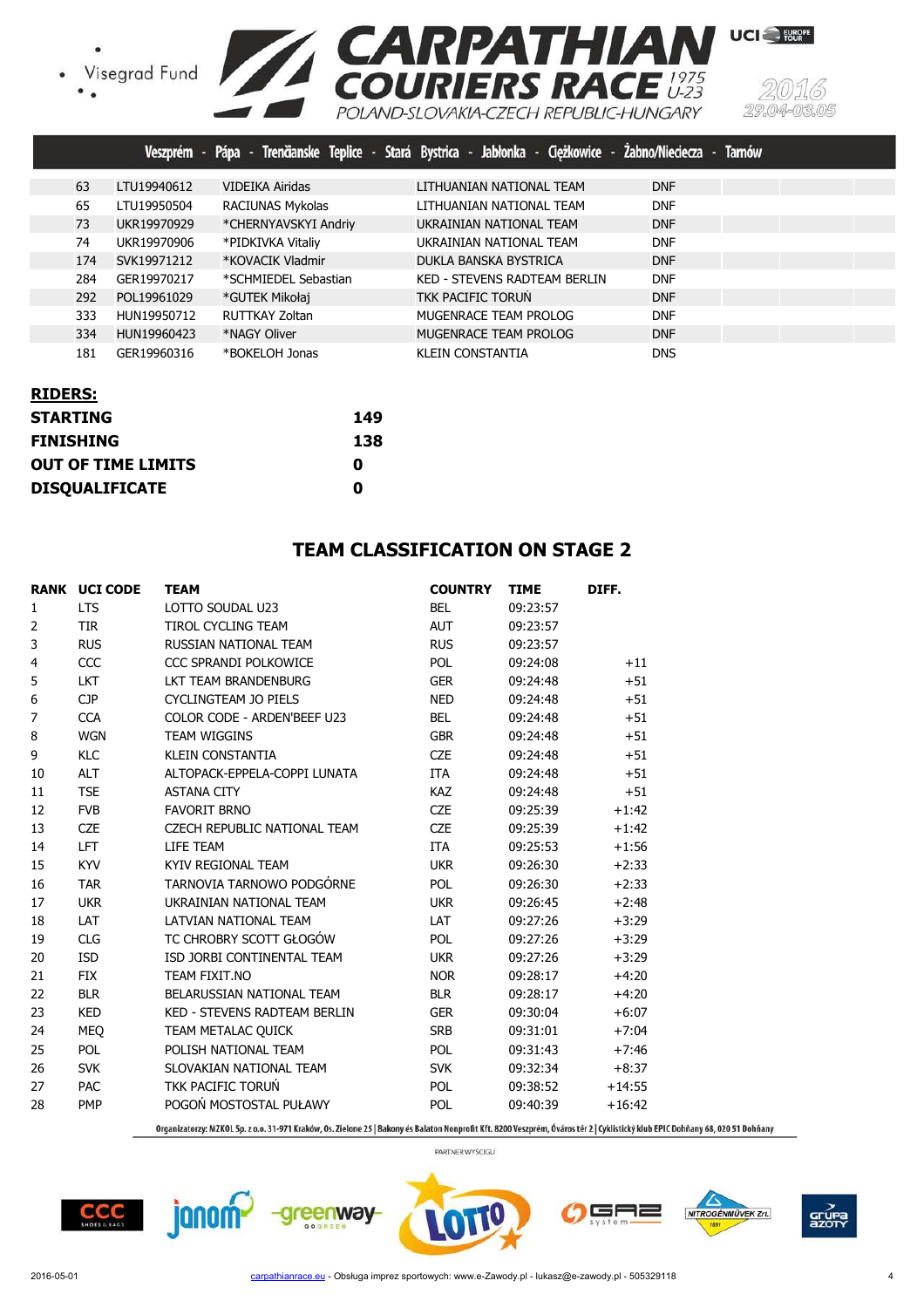| | | | | |
|---|---|---|---|---|
| 63 | LTU19940612 | VIDEIKA Airidas | LITHUANIAN NATIONAL TEAM | DNF |
| 65 | LTU19950504 | RACIUNAS Mykolas | LITHUANIAN NATIONAL TEAM | DNF |
| 73 | UKR19970929 | *CHERNYAVSKYI Andriy | UKRAINIAN NATIONAL TEAM | DNF |
| 74 | UKR19970906 | *PIDKIVKA Vitaliy | UKRAINIAN NATIONAL TEAM | DNF |
| 174 | SVK19971212 | *KOVACIK Vladmir | DUKLA BANSKA BYSTRICA | DNF |
| 284 | GER19970217 | *SCHMIEDEL Sebastian | KED - STEVENS RADTEAM BERLIN | DNF |
| 292 | POL19961029 | *GUTEK Mikołaj | TKK PACIFIC TORUŃ | DNF |
| 333 | HUN19950712 | RUTTKAY Zoltan | MUGENRACE TEAM PROLOG | DNF |
| 334 | HUN19960423 | *NAGY Oliver | MUGENRACE TEAM PROLOG | DNF |
| 181 | GER19960316 | *BOKELOH Jonas | KLEIN CONSTANTIA | DNS |

**RIDERS:**

| | |
|---|---|
| **STARTING** | **149** |
| **FINISHING** | **138** |
| **OUT OF TIME LIMITS** | **0** |
| **DISQUALIFICATE** | **0** |

## TEAM CLASSIFICATION ON STAGE 2

| RANK | UCI CODE | TEAM | COUNTRY | TIME | DIFF. |
|---|---|---|---|---|---|
| 1 | LTS | LOTTO SOUDAL U23 | BEL | 09:23:57 | |
| 2 | TIR | TIROL CYCLING TEAM | AUT | 09:23:57 | |
| 3 | RUS | RUSSIAN NATIONAL TEAM | RUS | 09:23:57 | |
| 4 | CCC | CCC SPRANDI POLKOWICE | POL | 09:24:08 | +11 |
| 5 | LKT | LKT TEAM BRANDENBURG | GER | 09:24:48 | +51 |
| 6 | CJP | CYCLINGTEAM JO PIELS | NED | 09:24:48 | +51 |
| 7 | CCA | COLOR CODE - ARDEN'BEEF U23 | BEL | 09:24:48 | +51 |
| 8 | WGN | TEAM WIGGINS | GBR | 09:24:48 | +51 |
| 9 | KLC | KLEIN CONSTANTIA | CZE | 09:24:48 | +51 |
| 10 | ALT | ALTOPACK-EPPELA-COPPI LUNATA | ITA | 09:24:48 | +51 |
| 11 | TSE | ASTANA CITY | KAZ | 09:24:48 | +51 |
| 12 | FVB | FAVORIT BRNO | CZE | 09:25:39 | +1:42 |
| 13 | CZE | CZECH REPUBLIC NATIONAL TEAM | CZE | 09:25:39 | +1:42 |
| 14 | LFT | LIFE TEAM | ITA | 09:25:53 | +1:56 |
| 15 | KYV | KYIV REGIONAL TEAM | UKR | 09:26:30 | +2:33 |
| 16 | TAR | TARNOVIA TARNOWO PODGÓRNE | POL | 09:26:30 | +2:33 |
| 17 | UKR | UKRAINIAN NATIONAL TEAM | UKR | 09:26:45 | +2:48 |
| 18 | LAT | LATVIAN NATIONAL TEAM | LAT | 09:27:26 | +3:29 |
| 19 | CLG | TC CHROBRY SCOTT GŁOGÓW | POL | 09:27:26 | +3:29 |
| 20 | ISD | ISD JORBI CONTINENTAL TEAM | UKR | 09:27:26 | +3:29 |
| 21 | FIX | TEAM FIXIT.NO | NOR | 09:28:17 | +4:20 |
| 22 | BLR | BELARUSSIAN NATIONAL TEAM | BLR | 09:28:17 | +4:20 |
| 23 | KED | KED - STEVENS RADTEAM BERLIN | GER | 09:30:04 | +6:07 |
| 24 | MEQ | TEAM METALAC QUICK | SRB | 09:31:01 | +7:04 |
| 25 | POL | POLISH NATIONAL TEAM | POL | 09:31:43 | +7:46 |
| 26 | SVK | SLOVAKIAN NATIONAL TEAM | SVK | 09:32:34 | +8:37 |
| 27 | PAC | TKK PACIFIC TORUŃ | POL | 09:38:52 | +14:55 |
| 28 | PMP | POGOŃ MOSTOSTAL PUŁAWY | POL | 09:40:39 | +16:42 |

Organizatorzy: MZKOL Sp. z o.o. 31-971 Kraków, Os. Zielone 25 | Bakony és Balaton Nonprofit Kft. 8200 Veszprém, Óváros tér 2 | Cyklistický klub EPIC Dohňany 68, 020 51 Dohňany

PARTNER WYŚCIGU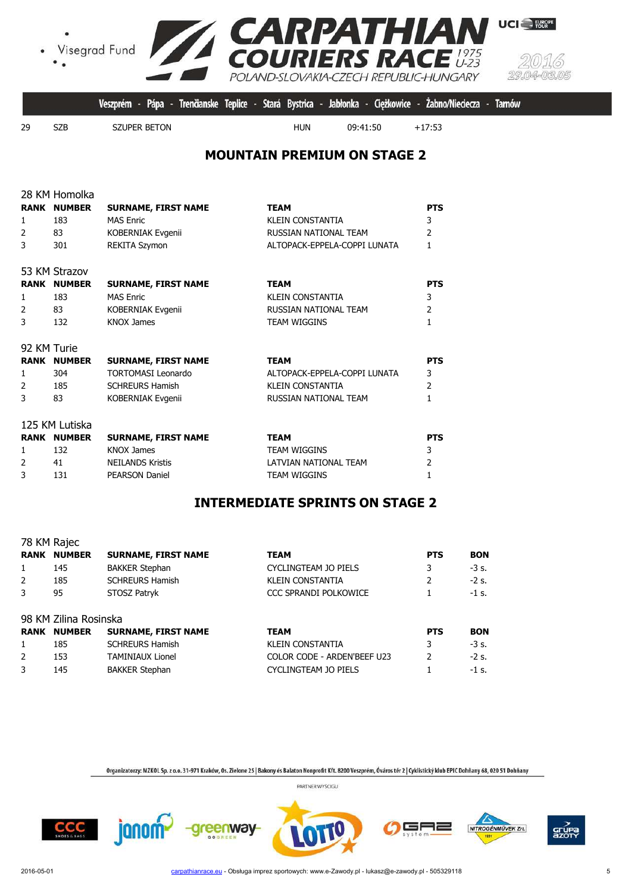| 29 | SZB | SZUPER BETON | HUN | 09:41:50 | +17:53 |
|---|---|---|---|---|---|

## MOUNTAIN PREMIUM ON STAGE 2

28 KM Homolka

| RANK | NUMBER | SURNAME, FIRST NAME | TEAM | PTS |
|---|---|---|---|---|
| 1 | 183 | MAS Enric | KLEIN CONSTANTIA | 3 |
| 2 | 83 | KOBERNIAK Evgenii | RUSSIAN NATIONAL TEAM | 2 |
| 3 | 301 | REKITA Szymon | ALTOPACK-EPPELA-COPPI LUNATA | 1 |

53 KM Strazov

| RANK | NUMBER | SURNAME, FIRST NAME | TEAM | PTS |
|---|---|---|---|---|
| 1 | 183 | MAS Enric | KLEIN CONSTANTIA | 3 |
| 2 | 83 | KOBERNIAK Evgenii | RUSSIAN NATIONAL TEAM | 2 |
| 3 | 132 | KNOX James | TEAM WIGGINS | 1 |

92 KM Turie

| RANK | NUMBER | SURNAME, FIRST NAME | TEAM | PTS |
|---|---|---|---|---|
| 1 | 304 | TORTOMASI Leonardo | ALTOPACK-EPPELA-COPPI LUNATA | 3 |
| 2 | 185 | SCHREURS Hamish | KLEIN CONSTANTIA | 2 |
| 3 | 83 | KOBERNIAK Evgenii | RUSSIAN NATIONAL TEAM | 1 |

125 KM Lutiska

| RANK | NUMBER | SURNAME, FIRST NAME | TEAM | PTS |
|---|---|---|---|---|
| 1 | 132 | KNOX James | TEAM WIGGINS | 3 |
| 2 | 41 | NEILANDS Kristis | LATVIAN NATIONAL TEAM | 2 |
| 3 | 131 | PEARSON Daniel | TEAM WIGGINS | 1 |

## INTERMEDIATE SPRINTS ON STAGE 2

78 KM Rajec

| RANK | NUMBER | SURNAME, FIRST NAME | TEAM | PTS | BON |
|---|---|---|---|---|---|
| 1 | 145 | BAKKER Stephan | CYCLINGTEAM JO PIELS | 3 | -3 s. |
| 2 | 185 | SCHREURS Hamish | KLEIN CONSTANTIA | 2 | -2 s. |
| 3 | 95 | STOSZ Patryk | CCC SPRANDI POLKOWICE | 1 | -1 s. |

98 KM Zilina Rosinska

| RANK | NUMBER | SURNAME, FIRST NAME | TEAM | PTS | BON |
|---|---|---|---|---|---|
| 1 | 185 | SCHREURS Hamish | KLEIN CONSTANTIA | 3 | -3 s. |
| 2 | 153 | TAMINIAUX Lionel | COLOR CODE - ARDEN'BEEF U23 | 2 | -2 s. |
| 3 | 145 | BAKKER Stephan | CYCLINGTEAM JO PIELS | 1 | -1 s. |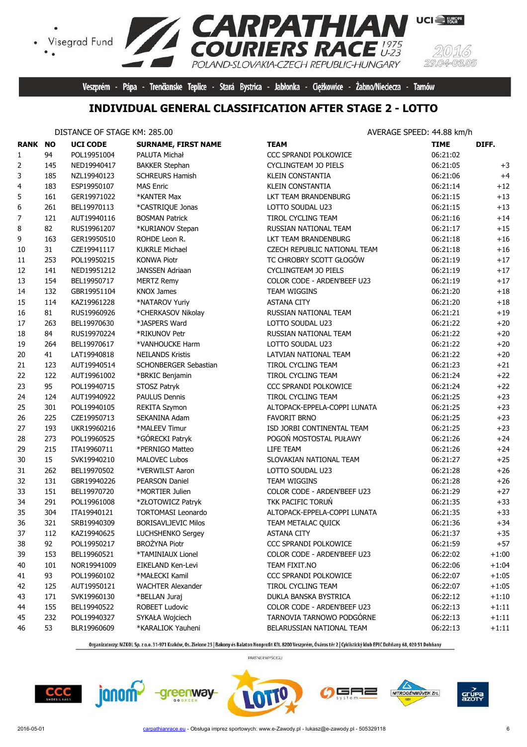Visegrad Fund

# CARPATHIAN COURIERS RACE 1975 U-23

POLAND-SLOVAKIA-CZECH REPUBLIC-HUNGARY

2016 29.04-03.05

Veszprém - Pápa - Trenčianske Teplice - Stará Bystrica - Jabłonka - Ciężkowice - Żabno/Nieciecza - Tarnów

## INDIVIDUAL GENERAL CLASSIFICATION AFTER STAGE 2 - LOTTO

DISTANCE OF STAGE KM: 285.00

AVERAGE SPEED: 44.88 km/h

| RANK | NO | UCI CODE | SURNAME, FIRST NAME | TEAM | TIME | DIFF. |
|---|---|---|---|---|---|---|
| 1 | 94 | POL19951004 | PALUTA Michał | CCC SPRANDI POLKOWICE | 06:21:02 | |
| 2 | 145 | NED19940417 | BAKKER Stephan | CYCLINGTEAM JO PIELS | 06:21:05 | +3 |
| 3 | 185 | NZL19940123 | SCHREURS Hamish | KLEIN CONSTANTIA | 06:21:06 | +4 |
| 4 | 183 | ESP19950107 | MAS Enric | KLEIN CONSTANTIA | 06:21:14 | +12 |
| 5 | 161 | GER19971022 | *KANTER Max | LKT TEAM BRANDENBURG | 06:21:15 | +13 |
| 6 | 261 | BEL19970113 | *CASTRIQUE Jonas | LOTTO SOUDAL U23 | 06:21:15 | +13 |
| 7 | 121 | AUT19940116 | BOSMAN Patrick | TIROL CYCLING TEAM | 06:21:16 | +14 |
| 8 | 82 | RUS19961207 | *KURIANOV Stepan | RUSSIAN NATIONAL TEAM | 06:21:17 | +15 |
| 9 | 163 | GER19950510 | ROHDE Leon R. | LKT TEAM BRANDENBURG | 06:21:18 | +16 |
| 10 | 31 | CZE19941117 | KUKRLE Michael | CZECH REPUBLIC NATIONAL TEAM | 06:21:18 | +16 |
| 11 | 253 | POL19950215 | KONWA Piotr | TC CHROBRY SCOTT GŁOGÓW | 06:21:19 | +17 |
| 12 | 141 | NED19951212 | JANSSEN Adriaan | CYCLINGTEAM JO PIELS | 06:21:19 | +17 |
| 13 | 154 | BEL19950717 | MERTZ Remy | COLOR CODE - ARDEN'BEEF U23 | 06:21:19 | +17 |
| 14 | 132 | GBR19951104 | KNOX James | TEAM WIGGINS | 06:21:20 | +18 |
| 15 | 114 | KAZ19961228 | *NATAROV Yuriy | ASTANA CITY | 06:21:20 | +18 |
| 16 | 81 | RUS19960926 | *CHERKASOV Nikolay | RUSSIAN NATIONAL TEAM | 06:21:21 | +19 |
| 17 | 263 | BEL19970630 | *JASPERS Ward | LOTTO SOUDAL U23 | 06:21:22 | +20 |
| 18 | 84 | RUS19970224 | *RIKUNOV Petr | RUSSIAN NATIONAL TEAM | 06:21:22 | +20 |
| 19 | 264 | BEL19970617 | *VANHOUCKE Harm | LOTTO SOUDAL U23 | 06:21:22 | +20 |
| 20 | 41 | LAT19940818 | NEILANDS Kristis | LATVIAN NATIONAL TEAM | 06:21:22 | +20 |
| 21 | 123 | AUT19940514 | SCHONBERGER Sebastian | TIROL CYCLING TEAM | 06:21:23 | +21 |
| 22 | 122 | AUT19961002 | *BRKIC Benjamin | TIROL CYCLING TEAM | 06:21:24 | +22 |
| 23 | 95 | POL19940715 | STOSZ Patryk | CCC SPRANDI POLKOWICE | 06:21:24 | +22 |
| 24 | 124 | AUT19940922 | PAULUS Dennis | TIROL CYCLING TEAM | 06:21:25 | +23 |
| 25 | 301 | POL19940105 | REKITA Szymon | ALTOPACK-EPPELA-COPPI LUNATA | 06:21:25 | +23 |
| 26 | 225 | CZE19950713 | SEKANINA Adam | FAVORIT BRNO | 06:21:25 | +23 |
| 27 | 193 | UKR19960216 | *MALEEV Timur | ISD JORBI CONTINENTAL TEAM | 06:21:25 | +23 |
| 28 | 273 | POL19960525 | *GÓRECKI Patryk | POGOŃ MOSTOSTAL PUŁAWY | 06:21:26 | +24 |
| 29 | 215 | ITA19960711 | *PERNIGO Matteo | LIFE TEAM | 06:21:26 | +24 |
| 30 | 15 | SVK19940210 | MALOVEC Lubos | SLOVAKIAN NATIONAL TEAM | 06:21:27 | +25 |
| 31 | 262 | BEL19970502 | *VERWILST Aaron | LOTTO SOUDAL U23 | 06:21:28 | +26 |
| 32 | 131 | GBR19940226 | PEARSON Daniel | TEAM WIGGINS | 06:21:28 | +26 |
| 33 | 151 | BEL19970720 | *MORTIER Julien | COLOR CODE - ARDEN'BEEF U23 | 06:21:29 | +27 |
| 34 | 291 | POL19961008 | *ZŁOTOWICZ Patryk | TKK PACIFIC TORUŃ | 06:21:35 | +33 |
| 35 | 304 | ITA19940121 | TORTOMASI Leonardo | ALTOPACK-EPPELA-COPPI LUNATA | 06:21:35 | +33 |
| 36 | 321 | SRB19940309 | BORISAVLJEVIC Milos | TEAM METALAC QUICK | 06:21:36 | +34 |
| 37 | 112 | KAZ19940625 | LUCHSHENKO Sergey | ASTANA CITY | 06:21:37 | +35 |
| 38 | 92 | POL19950217 | BROŻYNA Piotr | CCC SPRANDI POLKOWICE | 06:21:59 | +57 |
| 39 | 153 | BEL19960521 | *TAMINIAUX Lionel | COLOR CODE - ARDEN'BEEF U23 | 06:22:02 | +1:00 |
| 40 | 101 | NOR19941009 | EIKELAND Ken-Levi | TEAM FIXIT.NO | 06:22:06 | +1:04 |
| 41 | 93 | POL19960102 | *MAŁECKI Kamil | CCC SPRANDI POLKOWICE | 06:22:07 | +1:05 |
| 42 | 125 | AUT19950121 | WACHTER Alexander | TIROL CYCLING TEAM | 06:22:07 | +1:05 |
| 43 | 171 | SVK19960130 | *BELLAN Juraj | DUKLA BANSKA BYSTRICA | 06:22:12 | +1:10 |
| 44 | 155 | BEL19940522 | ROBEET Ludovic | COLOR CODE - ARDEN'BEEF U23 | 06:22:13 | +1:11 |
| 45 | 232 | POL19940327 | SYKAŁA Wojciech | TARNOVIA TARNOWO PODGÓRNE | 06:22:13 | +1:11 |
| 46 | 53 | BLR19960609 | *KARALIOK Yauheni | BELARUSSIAN NATIONAL TEAM | 06:22:13 | +1:11 |

Organizatorzy: MZKOL Sp. z o.o. 31-971 Kraków, Os. Zielone 25 | Bakony és Balaton Nonprofit Kft. 8200 Veszprém, Óváros tér 2 | Cyklistický klub EPIC Dohňany 68, 020 51 Dohňany

PARTNER WYŚCIGU

2016-05-01 carpathianrace.eu - Obsługa imprez sportowych: www.e-Zawody.pl - lukasz@e-zawody.pl - 505329118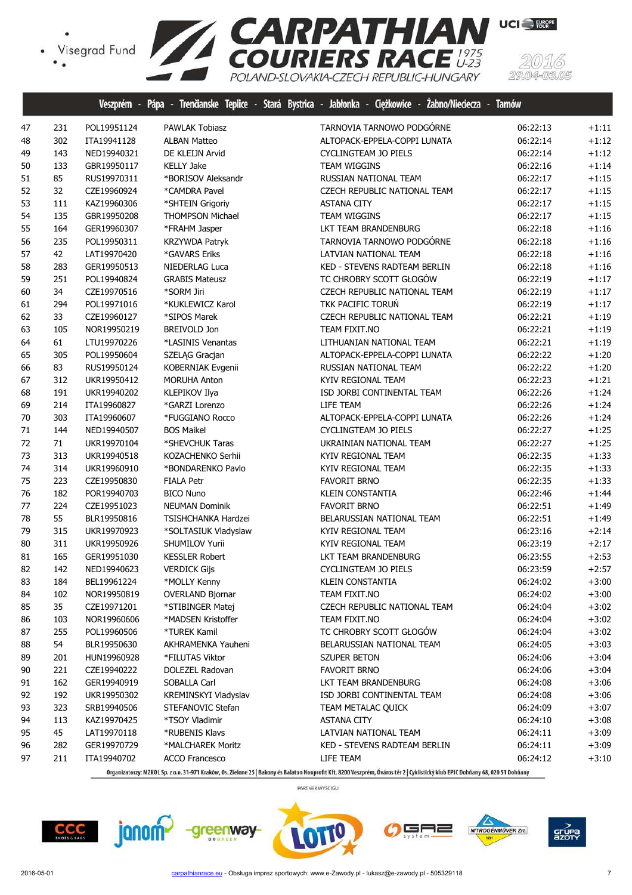# CARPATHIAN COURIERS RACE 1975 U-23

POLAND-SLOVAKIA-CZECH REPUBLIC-HUNGARY

2016 29.04-03.05

Veszprém - Pápa - Trenčianske Teplice - Stará Bystrica - Jabłonka - Ciężkowice - Żabno/Nieciecza - Tarnów

| | | | | | | |
|---|---|---|---|---|---|---|
| 47 | 231 | POL19951124 | PAWLAK Tobiasz | TARNOVIA TARNOWO PODGÓRNE | 06:22:13 | +1:11 |
| 48 | 302 | ITA19941128 | ALBAN Matteo | ALTOPACK-EPPELA-COPPI LUNATA | 06:22:14 | +1:12 |
| 49 | 143 | NED19940321 | DE KLEIJN Arvid | CYCLINGTEAM JO PIELS | 06:22:14 | +1:12 |
| 50 | 133 | GBR19950117 | KELLY Jake | TEAM WIGGINS | 06:22:16 | +1:14 |
| 51 | 85 | RUS19970311 | *BORISOV Aleksandr | RUSSIAN NATIONAL TEAM | 06:22:17 | +1:15 |
| 52 | 32 | CZE19960924 | *CAMDRA Pavel | CZECH REPUBLIC NATIONAL TEAM | 06:22:17 | +1:15 |
| 53 | 111 | KAZ19960306 | *SHTEIN Grigoriy | ASTANA CITY | 06:22:17 | +1:15 |
| 54 | 135 | GBR19950208 | THOMPSON Michael | TEAM WIGGINS | 06:22:17 | +1:15 |
| 55 | 164 | GER19960307 | *FRAHM Jasper | LKT TEAM BRANDENBURG | 06:22:18 | +1:16 |
| 56 | 235 | POL19950311 | KRZYWDA Patryk | TARNOVIA TARNOWO PODGÓRNE | 06:22:18 | +1:16 |
| 57 | 42 | LAT19970420 | *GAVARS Eriks | LATVIAN NATIONAL TEAM | 06:22:18 | +1:16 |
| 58 | 283 | GER19950513 | NIEDERLAG Luca | KED - STEVENS RADTEAM BERLIN | 06:22:18 | +1:16 |
| 59 | 251 | POL19940824 | GRABIS Mateusz | TC CHROBRY SCOTT GŁOGÓW | 06:22:19 | +1:17 |
| 60 | 34 | CZE19970516 | *SORM Jiri | CZECH REPUBLIC NATIONAL TEAM | 06:22:19 | +1:17 |
| 61 | 294 | POL19971016 | *KUKLEWICZ Karol | TKK PACIFIC TORUŃ | 06:22:19 | +1:17 |
| 62 | 33 | CZE19960127 | *SIPOS Marek | CZECH REPUBLIC NATIONAL TEAM | 06:22:21 | +1:19 |
| 63 | 105 | NOR19950219 | BREIVOLD Jon | TEAM FIXIT.NO | 06:22:21 | +1:19 |
| 64 | 61 | LTU19970226 | *LASINIS Venantas | LITHUANIAN NATIONAL TEAM | 06:22:21 | +1:19 |
| 65 | 305 | POL19950604 | SZELĄG Gracjan | ALTOPACK-EPPELA-COPPI LUNATA | 06:22:22 | +1:20 |
| 66 | 83 | RUS19950124 | KOBERNIAK Evgenii | RUSSIAN NATIONAL TEAM | 06:22:22 | +1:20 |
| 67 | 312 | UKR19950412 | MORUHA Anton | KYIV REGIONAL TEAM | 06:22:23 | +1:21 |
| 68 | 191 | UKR19940202 | KLEPIKOV Ilya | ISD JORBI CONTINENTAL TEAM | 06:22:26 | +1:24 |
| 69 | 214 | ITA19960827 | *GARZI Lorenzo | LIFE TEAM | 06:22:26 | +1:24 |
| 70 | 303 | ITA19960607 | *FUGGIANO Rocco | ALTOPACK-EPPELA-COPPI LUNATA | 06:22:26 | +1:24 |
| 71 | 144 | NED19940507 | BOS Maikel | CYCLINGTEAM JO PIELS | 06:22:27 | +1:25 |
| 72 | 71 | UKR19970104 | *SHEVCHUK Taras | UKRAINIAN NATIONAL TEAM | 06:22:27 | +1:25 |
| 73 | 313 | UKR19940518 | KOZACHENKO Serhii | KYIV REGIONAL TEAM | 06:22:35 | +1:33 |
| 74 | 314 | UKR19960910 | *BONDARENKO Pavlo | KYIV REGIONAL TEAM | 06:22:35 | +1:33 |
| 75 | 223 | CZE19950830 | FIALA Petr | FAVORIT BRNO | 06:22:35 | +1:33 |
| 76 | 182 | POR19940703 | BICO Nuno | KLEIN CONSTANTIA | 06:22:46 | +1:44 |
| 77 | 224 | CZE19951023 | NEUMAN Dominik | FAVORIT BRNO | 06:22:51 | +1:49 |
| 78 | 55 | BLR19950816 | TSISHCHANKA Hardzei | BELARUSSIAN NATIONAL TEAM | 06:22:51 | +1:49 |
| 79 | 315 | UKR19970923 | *SOLTASIUK Vladyslaw | KYIV REGIONAL TEAM | 06:23:16 | +2:14 |
| 80 | 311 | UKR19950926 | SHUMILOV Yurii | KYIV REGIONAL TEAM | 06:23:19 | +2:17 |
| 81 | 165 | GER19951030 | KESSLER Robert | LKT TEAM BRANDENBURG | 06:23:55 | +2:53 |
| 82 | 142 | NED19940623 | VERDICK Gijs | CYCLINGTEAM JO PIELS | 06:23:59 | +2:57 |
| 83 | 184 | BEL19961224 | *MOLLY Kenny | KLEIN CONSTANTIA | 06:24:02 | +3:00 |
| 84 | 102 | NOR19950819 | OVERLAND Bjornar | TEAM FIXIT.NO | 06:24:02 | +3:00 |
| 85 | 35 | CZE19971201 | *STIBINGER Matej | CZECH REPUBLIC NATIONAL TEAM | 06:24:04 | +3:02 |
| 86 | 103 | NOR19960606 | *MADSEN Kristoffer | TEAM FIXIT.NO | 06:24:04 | +3:02 |
| 87 | 255 | POL19960506 | *TUREK Kamil | TC CHROBRY SCOTT GŁOGÓW | 06:24:04 | +3:02 |
| 88 | 54 | BLR19950630 | AKHRAMENKA Yauheni | BELARUSSIAN NATIONAL TEAM | 06:24:05 | +3:03 |
| 89 | 201 | HUN19960928 | *FILUTAS Viktor | SZUPER BETON | 06:24:06 | +3:04 |
| 90 | 221 | CZE19940222 | DOLEZEL Radovan | FAVORIT BRNO | 06:24:06 | +3:04 |
| 91 | 162 | GER19940919 | SOBALLA Carl | LKT TEAM BRANDENBURG | 06:24:08 | +3:06 |
| 92 | 192 | UKR19950302 | KREMINSKYI Vladyslav | ISD JORBI CONTINENTAL TEAM | 06:24:08 | +3:06 |
| 93 | 323 | SRB19940506 | STEFANOVIC Stefan | TEAM METALAC QUICK | 06:24:09 | +3:07 |
| 94 | 113 | KAZ19970425 | *TSOY Vladimir | ASTANA CITY | 06:24:10 | +3:08 |
| 95 | 45 | LAT19970118 | *RUBENIS Klavs | LATVIAN NATIONAL TEAM | 06:24:11 | +3:09 |
| 96 | 282 | GER19970729 | *MALCHAREK Moritz | KED - STEVENS RADTEAM BERLIN | 06:24:11 | +3:09 |
| 97 | 211 | ITA19940702 | ACCO Francesco | LIFE TEAM | 06:24:12 | +3:10 |

Organizatorzy: MZKOL Sp. z o.o. 31-971 Kraków, Os. Zielone 25 | Bakony és Balaton Nonprofit Kft. 8200 Veszprém, Óváros tér 2 | Cyklistický klub EPIC Dohňany 68, 020 51 Dohňany

PARTNER WYŚCIGU

2016-05-01 carpathianrace.eu - Obsługa imprez sportowych: www.e-Zawody.pl - lukasz@e-zawody.pl - 505329118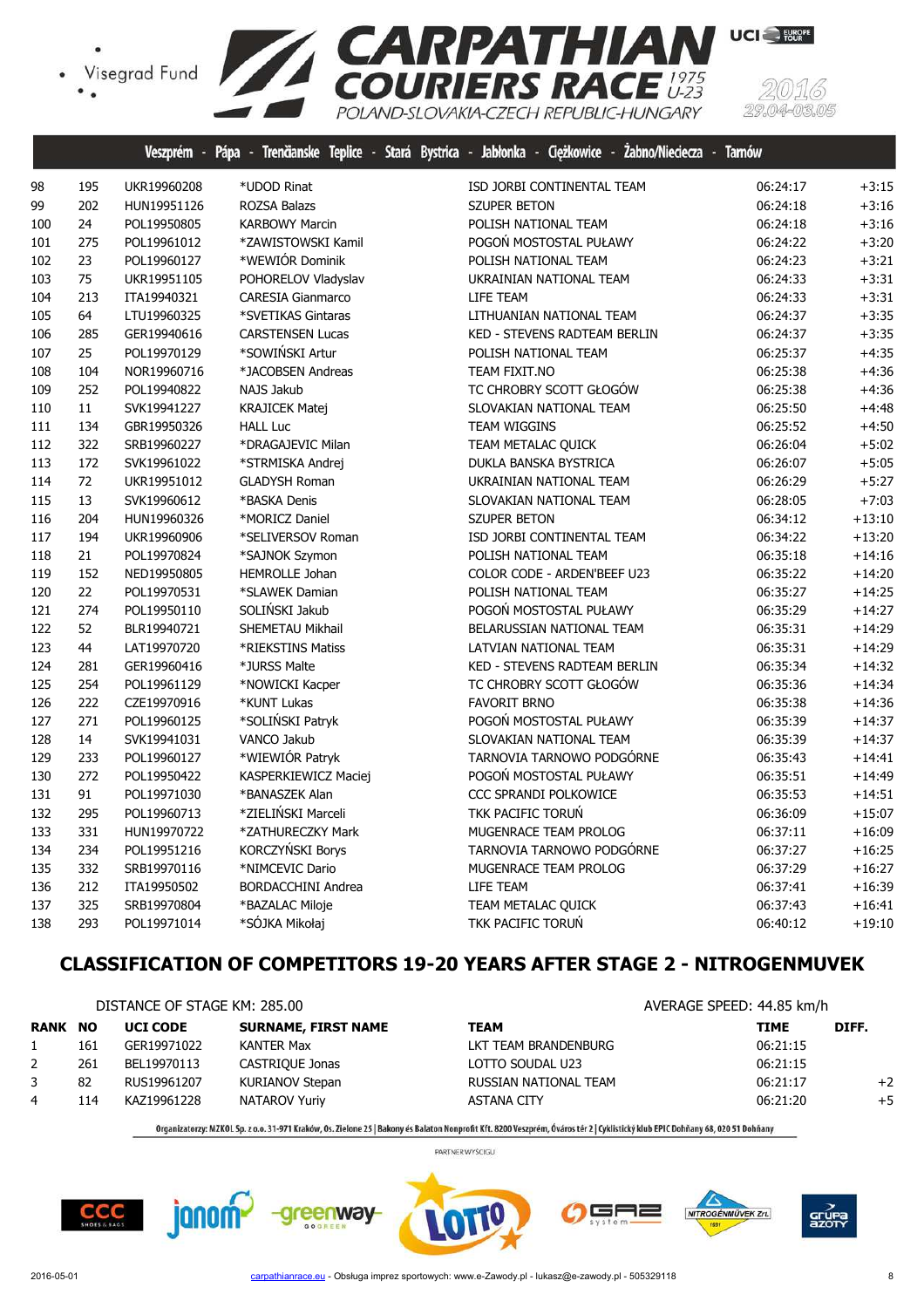Veszprém - Pápa - Trenčianske Teplice - Stará Bystrica - Jabłonka - Ciężkowice - Żabno/Nieciecza - Tarnów

| | | | | | | |
|---|---|---|---|---|---|---|
| 98 | 195 | UKR19960208 | *UDOD Rinat | ISD JORBI CONTINENTAL TEAM | 06:24:17 | +3:15 |
| 99 | 202 | HUN19951126 | ROZSA Balazs | SZUPER BETON | 06:24:18 | +3:16 |
| 100 | 24 | POL19950805 | KARBOWY Marcin | POLISH NATIONAL TEAM | 06:24:18 | +3:16 |
| 101 | 275 | POL19961012 | *ZAWISTOWSKI Kamil | POGOŃ MOSTOSTAL PUŁAWY | 06:24:22 | +3:20 |
| 102 | 23 | POL19960127 | *WEWIÓR Dominik | POLISH NATIONAL TEAM | 06:24:23 | +3:21 |
| 103 | 75 | UKR19951105 | POHORELOV Vladyslav | UKRAINIAN NATIONAL TEAM | 06:24:33 | +3:31 |
| 104 | 213 | ITA19940321 | CARESIA Gianmarco | LIFE TEAM | 06:24:33 | +3:31 |
| 105 | 64 | LTU19960325 | *SVETIKAS Gintaras | LITHUANIAN NATIONAL TEAM | 06:24:37 | +3:35 |
| 106 | 285 | GER19940616 | CARSTENSEN Lucas | KED - STEVENS RADTEAM BERLIN | 06:24:37 | +3:35 |
| 107 | 25 | POL19970129 | *SOWIŃSKI Artur | POLISH NATIONAL TEAM | 06:25:37 | +4:35 |
| 108 | 104 | NOR19960716 | *JACOBSEN Andreas | TEAM FIXIT.NO | 06:25:38 | +4:36 |
| 109 | 252 | POL19940822 | NAJS Jakub | TC CHROBRY SCOTT GŁOGÓW | 06:25:38 | +4:36 |
| 110 | 11 | SVK19941227 | KRAJICEK Matej | SLOVAKIAN NATIONAL TEAM | 06:25:50 | +4:48 |
| 111 | 134 | GBR19950326 | HALL Luc | TEAM WIGGINS | 06:25:52 | +4:50 |
| 112 | 322 | SRB19960227 | *DRAGAJEVIC Milan | TEAM METALAC QUICK | 06:26:04 | +5:02 |
| 113 | 172 | SVK19961022 | *STRMISKA Andrej | DUKLA BANSKA BYSTRICA | 06:26:07 | +5:05 |
| 114 | 72 | UKR19951012 | GLADYSH Roman | UKRAINIAN NATIONAL TEAM | 06:26:29 | +5:27 |
| 115 | 13 | SVK19960612 | *BASKA Denis | SLOVAKIAN NATIONAL TEAM | 06:28:05 | +7:03 |
| 116 | 204 | HUN19960326 | *MORICZ Daniel | SZUPER BETON | 06:34:12 | +13:10 |
| 117 | 194 | UKR19960906 | *SELIVERSOV Roman | ISD JORBI CONTINENTAL TEAM | 06:34:22 | +13:20 |
| 118 | 21 | POL19970824 | *SAJNOK Szymon | POLISH NATIONAL TEAM | 06:35:18 | +14:16 |
| 119 | 152 | NED19950805 | HEMROLLE Johan | COLOR CODE - ARDEN'BEEF U23 | 06:35:22 | +14:20 |
| 120 | 22 | POL19970531 | *SLAWEK Damian | POLISH NATIONAL TEAM | 06:35:27 | +14:25 |
| 121 | 274 | POL19950110 | SOLIŃSKI Jakub | POGOŃ MOSTOSTAL PUŁAWY | 06:35:29 | +14:27 |
| 122 | 52 | BLR19940721 | SHEMETAU Mikhail | BELARUSSIAN NATIONAL TEAM | 06:35:31 | +14:29 |
| 123 | 44 | LAT19970720 | *RIEKSTINS Matiss | LATVIAN NATIONAL TEAM | 06:35:31 | +14:29 |
| 124 | 281 | GER19960416 | *JURSS Malte | KED - STEVENS RADTEAM BERLIN | 06:35:34 | +14:32 |
| 125 | 254 | POL19961129 | *NOWICKI Kacper | TC CHROBRY SCOTT GŁOGÓW | 06:35:36 | +14:34 |
| 126 | 222 | CZE19970916 | *KUNT Lukas | FAVORIT BRNO | 06:35:38 | +14:36 |
| 127 | 271 | POL19960125 | *SOLIŃSKI Patryk | POGOŃ MOSTOSTAL PUŁAWY | 06:35:39 | +14:37 |
| 128 | 14 | SVK19941031 | VANCO Jakub | SLOVAKIAN NATIONAL TEAM | 06:35:39 | +14:37 |
| 129 | 233 | POL19960127 | *WIEWIÓR Patryk | TARNOVIA TARNOWO PODGÓRNE | 06:35:43 | +14:41 |
| 130 | 272 | POL19950422 | KASPERKIEWICZ Maciej | POGOŃ MOSTOSTAL PUŁAWY | 06:35:51 | +14:49 |
| 131 | 91 | POL19971030 | *BANASZEK Alan | CCC SPRANDI POLKOWICE | 06:35:53 | +14:51 |
| 132 | 295 | POL19960713 | *ZIELIŃSKI Marceli | TKK PACIFIC TORUŃ | 06:36:09 | +15:07 |
| 133 | 331 | HUN19970722 | *ZATHURECZKY Mark | MUGENRACE TEAM PROLOG | 06:37:11 | +16:09 |
| 134 | 234 | POL19951216 | KORCZYŃSKI Borys | TARNOVIA TARNOWO PODGÓRNE | 06:37:27 | +16:25 |
| 135 | 332 | SRB19970116 | *NIMCEVIC Dario | MUGENRACE TEAM PROLOG | 06:37:29 | +16:27 |
| 136 | 212 | ITA19950502 | BORDACCHINI Andrea | LIFE TEAM | 06:37:41 | +16:39 |
| 137 | 325 | SRB19970804 | *BAZALAC Miloje | TEAM METALAC QUICK | 06:37:43 | +16:41 |
| 138 | 293 | POL19971014 | *SÓJKA Mikołaj | TKK PACIFIC TORUŃ | 06:40:12 | +19:10 |

## CLASSIFICATION OF COMPETITORS 19-20 YEARS AFTER STAGE 2 - NITROGENMUVEK

DISTANCE OF STAGE KM: 285.00

AVERAGE SPEED: 44.85 km/h

| RANK | NO | UCI CODE | SURNAME, FIRST NAME | TEAM | TIME | DIFF. |
|---|---|---|---|---|---|---|
| 1 | 161 | GER19971022 | KANTER Max | LKT TEAM BRANDENBURG | 06:21:15 | |
| 2 | 261 | BEL19970113 | CASTRIQUE Jonas | LOTTO SOUDAL U23 | 06:21:15 | |
| 3 | 82 | RUS19961207 | KURIANOV Stepan | RUSSIAN NATIONAL TEAM | 06:21:17 | +2 |
| 4 | 114 | KAZ19961228 | NATAROV Yuriy | ASTANA CITY | 06:21:20 | +5 |

Organizatorzy: MZKOL Sp. z o.o. 31-971 Kraków, Os. Zielone 25 | Bakony és Balaton Nonprofit Kft. 8200 Veszprém, Óváros tér 2 | Cyklistický klub EPIC Dohňany 68, 020 51 Dohňany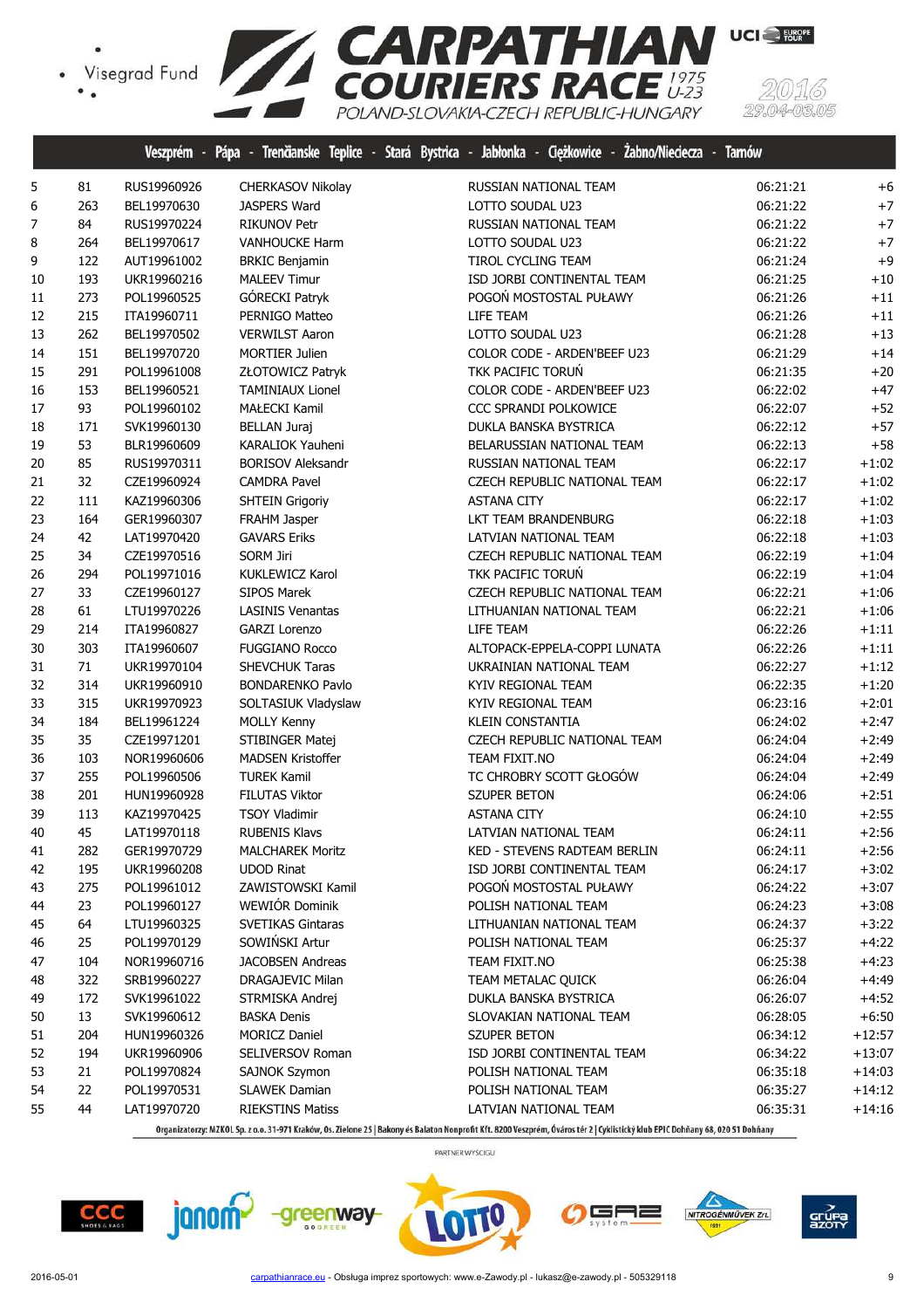| | | | | | | |
|---|---|---|---|---|---|---|
| 5 | 81 | RUS19960926 | CHERKASOV Nikolay | RUSSIAN NATIONAL TEAM | 06:21:21 | +6 |
| 6 | 263 | BEL19970630 | JASPERS Ward | LOTTO SOUDAL U23 | 06:21:22 | +7 |
| 7 | 84 | RUS19970224 | RIKUNOV Petr | RUSSIAN NATIONAL TEAM | 06:21:22 | +7 |
| 8 | 264 | BEL19970617 | VANHOUCKE Harm | LOTTO SOUDAL U23 | 06:21:22 | +7 |
| 9 | 122 | AUT19961002 | BRKIC Benjamin | TIROL CYCLING TEAM | 06:21:24 | +9 |
| 10 | 193 | UKR19960216 | MALEEV Timur | ISD JORBI CONTINENTAL TEAM | 06:21:25 | +10 |
| 11 | 273 | POL19960525 | GÓRECKI Patryk | POGOŃ MOSTOSTAL PUŁAWY | 06:21:26 | +11 |
| 12 | 215 | ITA19960711 | PERNIGO Matteo | LIFE TEAM | 06:21:26 | +11 |
| 13 | 262 | BEL19970502 | VERWILST Aaron | LOTTO SOUDAL U23 | 06:21:28 | +13 |
| 14 | 151 | BEL19970720 | MORTIER Julien | COLOR CODE - ARDEN'BEEF U23 | 06:21:29 | +14 |
| 15 | 291 | POL19961008 | ZŁOTOWICZ Patryk | TKK PACIFIC TORUŃ | 06:21:35 | +20 |
| 16 | 153 | BEL19960521 | TAMINIAUX Lionel | COLOR CODE - ARDEN'BEEF U23 | 06:22:02 | +47 |
| 17 | 93 | POL19960102 | MAŁECKI Kamil | CCC SPRANDI POLKOWICE | 06:22:07 | +52 |
| 18 | 171 | SVK19960130 | BELLAN Juraj | DUKLA BANSKA BYSTRICA | 06:22:12 | +57 |
| 19 | 53 | BLR19960609 | KARALIOK Yauheni | BELARUSSIAN NATIONAL TEAM | 06:22:13 | +58 |
| 20 | 85 | RUS19970311 | BORISOV Aleksandr | RUSSIAN NATIONAL TEAM | 06:22:17 | +1:02 |
| 21 | 32 | CZE19960924 | CAMDRA Pavel | CZECH REPUBLIC NATIONAL TEAM | 06:22:17 | +1:02 |
| 22 | 111 | KAZ19960306 | SHTEIN Grigoriy | ASTANA CITY | 06:22:17 | +1:02 |
| 23 | 164 | GER19960307 | FRAHM Jasper | LKT TEAM BRANDENBURG | 06:22:18 | +1:03 |
| 24 | 42 | LAT19970420 | GAVARS Eriks | LATVIAN NATIONAL TEAM | 06:22:18 | +1:03 |
| 25 | 34 | CZE19970516 | SORM Jiri | CZECH REPUBLIC NATIONAL TEAM | 06:22:19 | +1:04 |
| 26 | 294 | POL19971016 | KUKLEWICZ Karol | TKK PACIFIC TORUŃ | 06:22:19 | +1:04 |
| 27 | 33 | CZE19960127 | SIPOS Marek | CZECH REPUBLIC NATIONAL TEAM | 06:22:21 | +1:06 |
| 28 | 61 | LTU19970226 | LASINIS Venantas | LITHUANIAN NATIONAL TEAM | 06:22:21 | +1:06 |
| 29 | 214 | ITA19960827 | GARZI Lorenzo | LIFE TEAM | 06:22:26 | +1:11 |
| 30 | 303 | ITA19960607 | FUGGIANO Rocco | ALTOPACK-EPPELA-COPPI LUNATA | 06:22:26 | +1:11 |
| 31 | 71 | UKR19970104 | SHEVCHUK Taras | UKRAINIAN NATIONAL TEAM | 06:22:27 | +1:12 |
| 32 | 314 | UKR19960910 | BONDARENKO Pavlo | KYIV REGIONAL TEAM | 06:22:35 | +1:20 |
| 33 | 315 | UKR19970923 | SOLTASIUK Vladyslaw | KYIV REGIONAL TEAM | 06:23:16 | +2:01 |
| 34 | 184 | BEL19961224 | MOLLY Kenny | KLEIN CONSTANTIA | 06:24:02 | +2:47 |
| 35 | 35 | CZE19971201 | STIBINGER Matej | CZECH REPUBLIC NATIONAL TEAM | 06:24:04 | +2:49 |
| 36 | 103 | NOR19960606 | MADSEN Kristoffer | TEAM FIXIT.NO | 06:24:04 | +2:49 |
| 37 | 255 | POL19960506 | TUREK Kamil | TC CHROBRY SCOTT GŁOGÓW | 06:24:04 | +2:49 |
| 38 | 201 | HUN19960928 | FILUTAS Viktor | SZUPER BETON | 06:24:06 | +2:51 |
| 39 | 113 | KAZ19970425 | TSOY Vladimir | ASTANA CITY | 06:24:10 | +2:55 |
| 40 | 45 | LAT19970118 | RUBENIS Klavs | LATVIAN NATIONAL TEAM | 06:24:11 | +2:56 |
| 41 | 282 | GER19970729 | MALCHAREK Moritz | KED - STEVENS RADTEAM BERLIN | 06:24:11 | +2:56 |
| 42 | 195 | UKR19960208 | UDOD Rinat | ISD JORBI CONTINENTAL TEAM | 06:24:17 | +3:02 |
| 43 | 275 | POL19961012 | ZAWISTOWSKI Kamil | POGOŃ MOSTOSTAL PUŁAWY | 06:24:22 | +3:07 |
| 44 | 23 | POL19960127 | WEWIÓR Dominik | POLISH NATIONAL TEAM | 06:24:23 | +3:08 |
| 45 | 64 | LTU19960325 | SVETIKAS Gintaras | LITHUANIAN NATIONAL TEAM | 06:24:37 | +3:22 |
| 46 | 25 | POL19970129 | SOWIŃSKI Artur | POLISH NATIONAL TEAM | 06:25:37 | +4:22 |
| 47 | 104 | NOR19960716 | JACOBSEN Andreas | TEAM FIXIT.NO | 06:25:38 | +4:23 |
| 48 | 322 | SRB19960227 | DRAGAJEVIC Milan | TEAM METALAC QUICK | 06:26:04 | +4:49 |
| 49 | 172 | SVK19961022 | STRMISKA Andrej | DUKLA BANSKA BYSTRICA | 06:26:07 | +4:52 |
| 50 | 13 | SVK19960612 | BASKA Denis | SLOVAKIAN NATIONAL TEAM | 06:28:05 | +6:50 |
| 51 | 204 | HUN19960326 | MORICZ Daniel | SZUPER BETON | 06:34:12 | +12:57 |
| 52 | 194 | UKR19960906 | SELIVERSOV Roman | ISD JORBI CONTINENTAL TEAM | 06:34:22 | +13:07 |
| 53 | 21 | POL19970824 | SAJNOK Szymon | POLISH NATIONAL TEAM | 06:35:18 | +14:03 |
| 54 | 22 | POL19970531 | SLAWEK Damian | POLISH NATIONAL TEAM | 06:35:27 | +14:12 |
| 55 | 44 | LAT19970720 | RIEKSTINS Matiss | LATVIAN NATIONAL TEAM | 06:35:31 | +14:16 |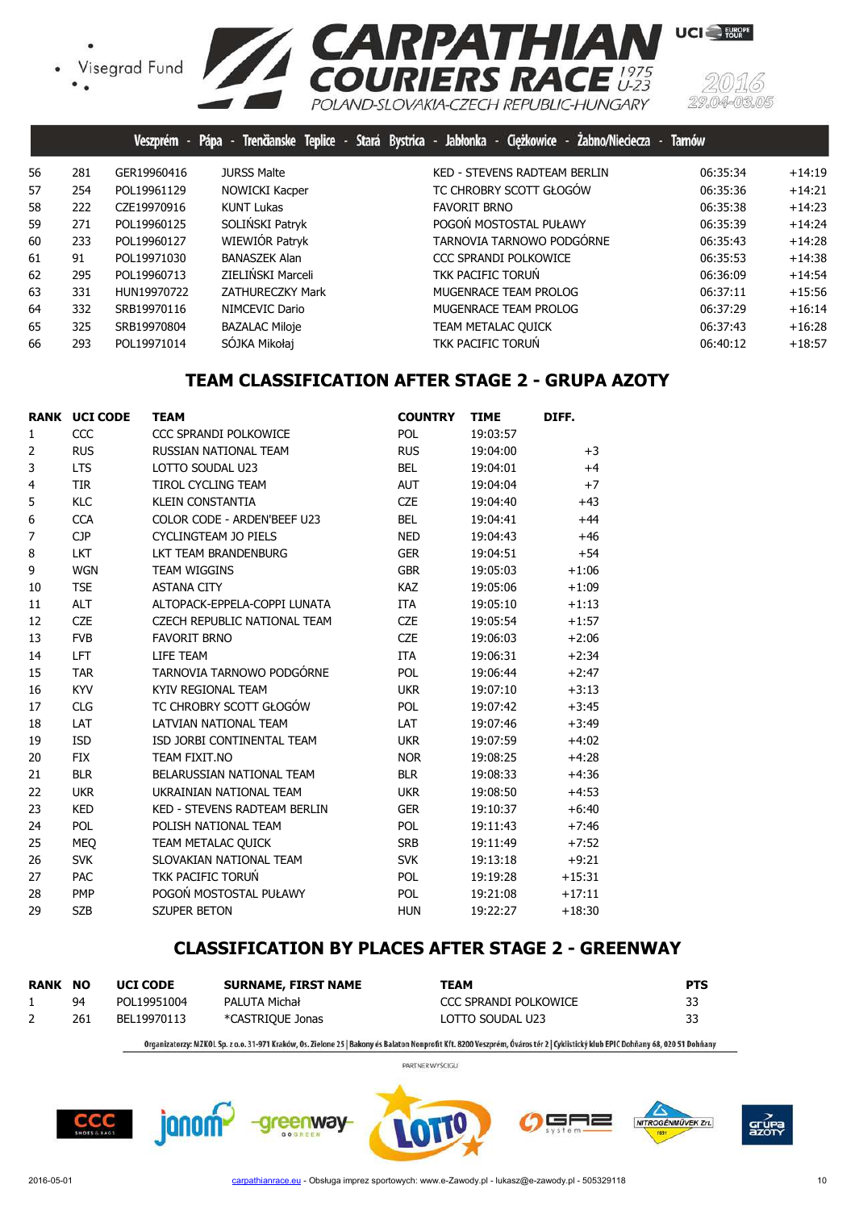| | | | | | | |
|---|---|---|---|---|---|---|
| 56 | 281 | GER19960416 | JURSS Malte | KED - STEVENS RADTEAM BERLIN | 06:35:34 | +14:19 |
| 57 | 254 | POL19961129 | NOWICKI Kacper | TC CHROBRY SCOTT GŁOGÓW | 06:35:36 | +14:21 |
| 58 | 222 | CZE19970916 | KUNT Lukas | FAVORIT BRNO | 06:35:38 | +14:23 |
| 59 | 271 | POL19960125 | SOLIŃSKI Patryk | POGOŃ MOSTOSTAL PUŁAWY | 06:35:39 | +14:24 |
| 60 | 233 | POL19960127 | WIEWIÓR Patryk | TARNOVIA TARNOWO PODGÓRNE | 06:35:43 | +14:28 |
| 61 | 91 | POL19971030 | BANASZEK Alan | CCC SPRANDI POLKOWICE | 06:35:53 | +14:38 |
| 62 | 295 | POL19960713 | ZIELIŃSKI Marceli | TKK PACIFIC TORUŃ | 06:36:09 | +14:54 |
| 63 | 331 | HUN19970722 | ZATHURECZKY Mark | MUGENRACE TEAM PROLOG | 06:37:11 | +15:56 |
| 64 | 332 | SRB19970116 | NIMCEVIC Dario | MUGENRACE TEAM PROLOG | 06:37:29 | +16:14 |
| 65 | 325 | SRB19970804 | BAZALAC Miloje | TEAM METALAC QUICK | 06:37:43 | +16:28 |
| 66 | 293 | POL19971014 | SÓJKA Mikołaj | TKK PACIFIC TORUŃ | 06:40:12 | +18:57 |

## TEAM CLASSIFICATION AFTER STAGE 2 - GRUPA AZOTY

| RANK | UCI CODE | TEAM | COUNTRY | TIME | DIFF. |
|---|---|---|---|---|---|
| 1 | CCC | CCC SPRANDI POLKOWICE | POL | 19:03:57 | |
| 2 | RUS | RUSSIAN NATIONAL TEAM | RUS | 19:04:00 | +3 |
| 3 | LTS | LOTTO SOUDAL U23 | BEL | 19:04:01 | +4 |
| 4 | TIR | TIROL CYCLING TEAM | AUT | 19:04:04 | +7 |
| 5 | KLC | KLEIN CONSTANTIA | CZE | 19:04:40 | +43 |
| 6 | CCA | COLOR CODE - ARDEN'BEEF U23 | BEL | 19:04:41 | +44 |
| 7 | CJP | CYCLINGTEAM JO PIELS | NED | 19:04:43 | +46 |
| 8 | LKT | LKT TEAM BRANDENBURG | GER | 19:04:51 | +54 |
| 9 | WGN | TEAM WIGGINS | GBR | 19:05:03 | +1:06 |
| 10 | TSE | ASTANA CITY | KAZ | 19:05:06 | +1:09 |
| 11 | ALT | ALTOPACK-EPPELA-COPPI LUNATA | ITA | 19:05:10 | +1:13 |
| 12 | CZE | CZECH REPUBLIC NATIONAL TEAM | CZE | 19:05:54 | +1:57 |
| 13 | FVB | FAVORIT BRNO | CZE | 19:06:03 | +2:06 |
| 14 | LFT | LIFE TEAM | ITA | 19:06:31 | +2:34 |
| 15 | TAR | TARNOVIA TARNOWO PODGÓRNE | POL | 19:06:44 | +2:47 |
| 16 | KYV | KYIV REGIONAL TEAM | UKR | 19:07:10 | +3:13 |
| 17 | CLG | TC CHROBRY SCOTT GŁOGÓW | POL | 19:07:42 | +3:45 |
| 18 | LAT | LATVIAN NATIONAL TEAM | LAT | 19:07:46 | +3:49 |
| 19 | ISD | ISD JORBI CONTINENTAL TEAM | UKR | 19:07:59 | +4:02 |
| 20 | FIX | TEAM FIXIT.NO | NOR | 19:08:25 | +4:28 |
| 21 | BLR | BELARUSSIAN NATIONAL TEAM | BLR | 19:08:33 | +4:36 |
| 22 | UKR | UKRAINIAN NATIONAL TEAM | UKR | 19:08:50 | +4:53 |
| 23 | KED | KED - STEVENS RADTEAM BERLIN | GER | 19:10:37 | +6:40 |
| 24 | POL | POLISH NATIONAL TEAM | POL | 19:11:43 | +7:46 |
| 25 | MEQ | TEAM METALAC QUICK | SRB | 19:11:49 | +7:52 |
| 26 | SVK | SLOVAKIAN NATIONAL TEAM | SVK | 19:13:18 | +9:21 |
| 27 | PAC | TKK PACIFIC TORUŃ | POL | 19:19:28 | +15:31 |
| 28 | PMP | POGOŃ MOSTOSTAL PUŁAWY | POL | 19:21:08 | +17:11 |
| 29 | SZB | SZUPER BETON | HUN | 19:22:27 | +18:30 |

## CLASSIFICATION BY PLACES AFTER STAGE 2 - GREENWAY

| RANK | NO | UCI CODE | SURNAME, FIRST NAME | TEAM | PTS |
|---|---|---|---|---|---|
| 1 | 94 | POL19951004 | PALUTA Michał | CCC SPRANDI POLKOWICE | 33 |
| 2 | 261 | BEL19970113 | *CASTRIQUE Jonas | LOTTO SOUDAL U23 | 33 |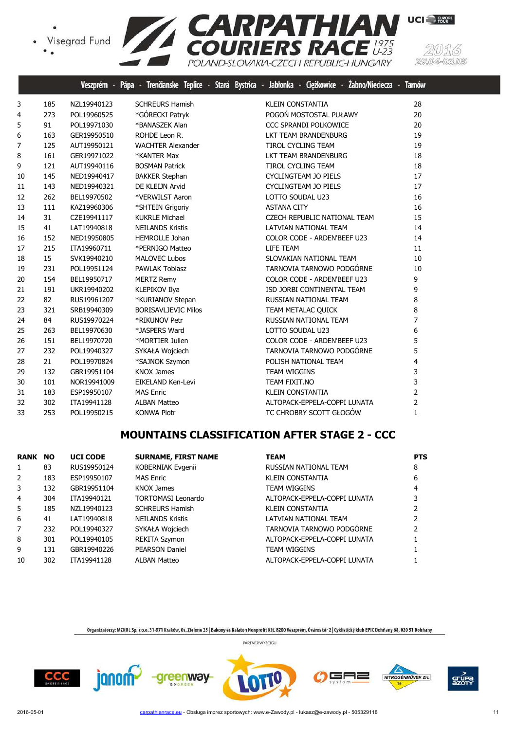| | | | | | |
|---|---|---|---|---|---|
| 3 | 185 | NZL19940123 | SCHREURS Hamish | KLEIN CONSTANTIA | 28 |
| 4 | 273 | POL19960525 | *GÓRECKI Patryk | POGOŃ MOSTOSTAL PUŁAWY | 20 |
| 5 | 91 | POL19971030 | *BANASZEK Alan | CCC SPRANDI POLKOWICE | 20 |
| 6 | 163 | GER19950510 | ROHDE Leon R. | LKT TEAM BRANDENBURG | 19 |
| 7 | 125 | AUT19950121 | WACHTER Alexander | TIROL CYCLING TEAM | 19 |
| 8 | 161 | GER19971022 | *KANTER Max | LKT TEAM BRANDENBURG | 18 |
| 9 | 121 | AUT19940116 | BOSMAN Patrick | TIROL CYCLING TEAM | 18 |
| 10 | 145 | NED19940417 | BAKKER Stephan | CYCLINGTEAM JO PIELS | 17 |
| 11 | 143 | NED19940321 | DE KLEIJN Arvid | CYCLINGTEAM JO PIELS | 17 |
| 12 | 262 | BEL19970502 | *VERWILST Aaron | LOTTO SOUDAL U23 | 16 |
| 13 | 111 | KAZ19960306 | *SHTEIN Grigoriy | ASTANA CITY | 16 |
| 14 | 31 | CZE19941117 | KUKRLE Michael | CZECH REPUBLIC NATIONAL TEAM | 15 |
| 15 | 41 | LAT19940818 | NEILANDS Kristis | LATVIAN NATIONAL TEAM | 14 |
| 16 | 152 | NED19950805 | HEMROLLE Johan | COLOR CODE - ARDEN'BEEF U23 | 14 |
| 17 | 215 | ITA19960711 | *PERNIGO Matteo | LIFE TEAM | 11 |
| 18 | 15 | SVK19940210 | MALOVEC Lubos | SLOVAKIAN NATIONAL TEAM | 10 |
| 19 | 231 | POL19951124 | PAWLAK Tobiasz | TARNOVIA TARNOWO PODGÓRNE | 10 |
| 20 | 154 | BEL19950717 | MERTZ Remy | COLOR CODE - ARDEN'BEEF U23 | 9 |
| 21 | 191 | UKR19940202 | KLEPIKOV Ilya | ISD JORBI CONTINENTAL TEAM | 9 |
| 22 | 82 | RUS19961207 | *KURIANOV Stepan | RUSSIAN NATIONAL TEAM | 8 |
| 23 | 321 | SRB19940309 | BORISAVLJEVIC Milos | TEAM METALAC QUICK | 8 |
| 24 | 84 | RUS19970224 | *RIKUNOV Petr | RUSSIAN NATIONAL TEAM | 7 |
| 25 | 263 | BEL19970630 | *JASPERS Ward | LOTTO SOUDAL U23 | 6 |
| 26 | 151 | BEL19970720 | *MORTIER Julien | COLOR CODE - ARDEN'BEEF U23 | 5 |
| 27 | 232 | POL19940327 | SYKAŁA Wojciech | TARNOVIA TARNOWO PODGÓRNE | 5 |
| 28 | 21 | POL19970824 | *SAJNOK Szymon | POLISH NATIONAL TEAM | 4 |
| 29 | 132 | GBR19951104 | KNOX James | TEAM WIGGINS | 3 |
| 30 | 101 | NOR19941009 | EIKELAND Ken-Levi | TEAM FIXIT.NO | 3 |
| 31 | 183 | ESP19950107 | MAS Enric | KLEIN CONSTANTIA | 2 |
| 32 | 302 | ITA19941128 | ALBAN Matteo | ALTOPACK-EPPELA-COPPI LUNATA | 2 |
| 33 | 253 | POL19950215 | KONWA Piotr | TC CHROBRY SCOTT GŁOGÓW | 1 |

## MOUNTAINS CLASSIFICATION AFTER STAGE 2 - CCC

| RANK | NO | UCI CODE | SURNAME, FIRST NAME | TEAM | PTS |
|---|---|---|---|---|---|
| 1 | 83 | RUS19950124 | KOBERNIAK Evgenii | RUSSIAN NATIONAL TEAM | 8 |
| 2 | 183 | ESP19950107 | MAS Enric | KLEIN CONSTANTIA | 6 |
| 3 | 132 | GBR19951104 | KNOX James | TEAM WIGGINS | 4 |
| 4 | 304 | ITA19940121 | TORTOMASI Leonardo | ALTOPACK-EPPELA-COPPI LUNATA | 3 |
| 5 | 185 | NZL19940123 | SCHREURS Hamish | KLEIN CONSTANTIA | 2 |
| 6 | 41 | LAT19940818 | NEILANDS Kristis | LATVIAN NATIONAL TEAM | 2 |
| 7 | 232 | POL19940327 | SYKAŁA Wojciech | TARNOVIA TARNOWO PODGÓRNE | 2 |
| 8 | 301 | POL19940105 | REKITA Szymon | ALTOPACK-EPPELA-COPPI LUNATA | 1 |
| 9 | 131 | GBR19940226 | PEARSON Daniel | TEAM WIGGINS | 1 |
| 10 | 302 | ITA19941128 | ALBAN Matteo | ALTOPACK-EPPELA-COPPI LUNATA | 1 |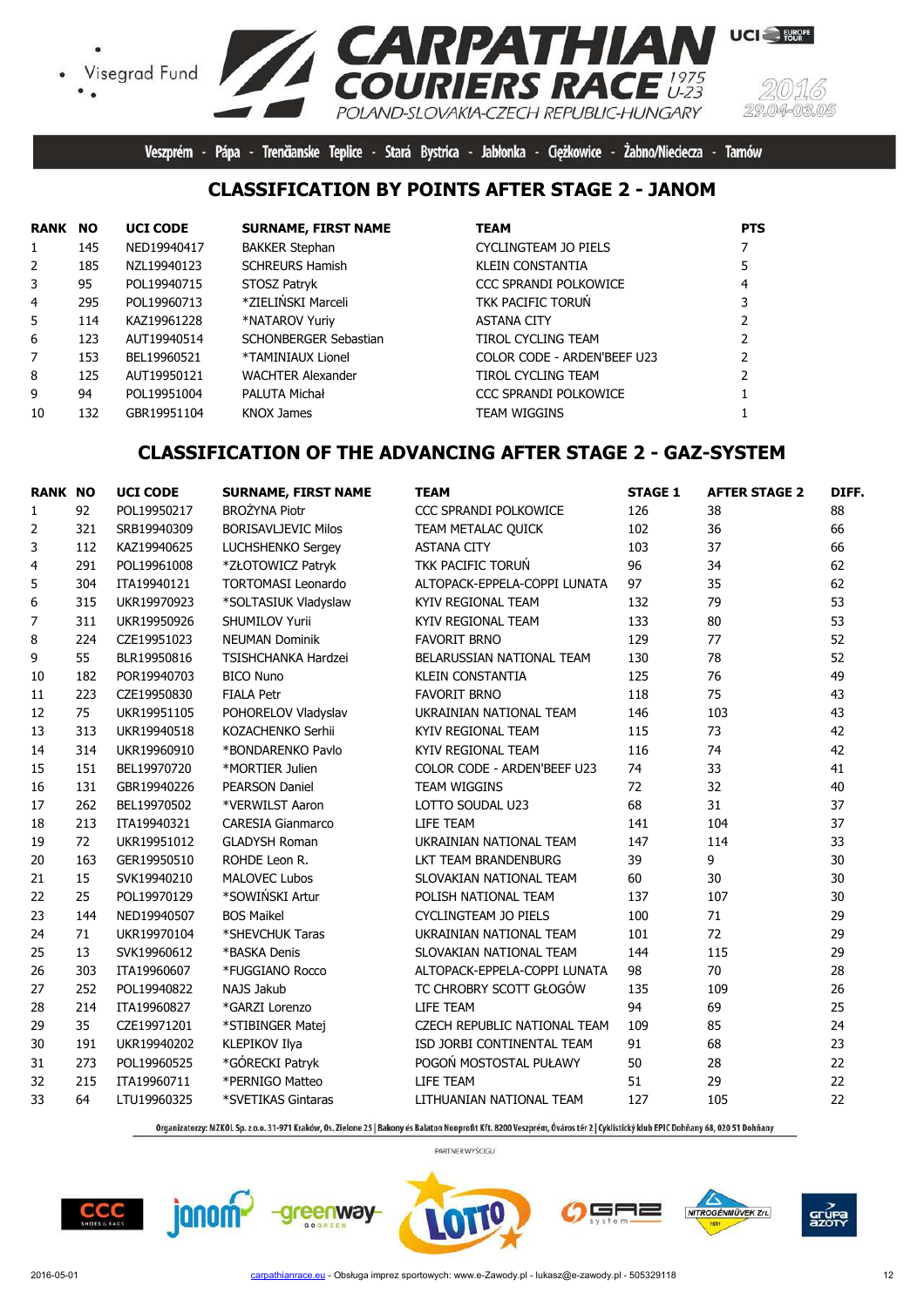Visegrad Fund

CARPATHIAN COURIERS RACE 1975 U-23

POLAND-SLOVAKIA-CZECH REPUBLIC-HUNGARY

UCI EUROPE TOUR

2016 29.04-03.05

Veszprém - Pápa - Trenčianske Teplice - Stará Bystrica - Jabłonka - Ciężkowice - Żabno/Nieciecza - Tarnów

## CLASSIFICATION BY POINTS AFTER STAGE 2 - JANOM

| RANK | NO | UCI CODE | SURNAME, FIRST NAME | TEAM | PTS |
|---|---|---|---|---|---|
| 1 | 145 | NED19940417 | BAKKER Stephan | CYCLINGTEAM JO PIELS | 7 |
| 2 | 185 | NZL19940123 | SCHREURS Hamish | KLEIN CONSTANTIA | 5 |
| 3 | 95 | POL19940715 | STOSZ Patryk | CCC SPRANDI POLKOWICE | 4 |
| 4 | 295 | POL19960713 | *ZIELIŃSKI Marceli | TKK PACIFIC TORUŃ | 3 |
| 5 | 114 | KAZ19961228 | *NATAROV Yuriy | ASTANA CITY | 2 |
| 6 | 123 | AUT19940514 | SCHONBERGER Sebastian | TIROL CYCLING TEAM | 2 |
| 7 | 153 | BEL19960521 | *TAMINIAUX Lionel | COLOR CODE - ARDEN'BEEF U23 | 2 |
| 8 | 125 | AUT19950121 | WACHTER Alexander | TIROL CYCLING TEAM | 2 |
| 9 | 94 | POL19951004 | PALUTA Michał | CCC SPRANDI POLKOWICE | 1 |
| 10 | 132 | GBR19951104 | KNOX James | TEAM WIGGINS | 1 |

## CLASSIFICATION OF THE ADVANCING AFTER STAGE 2 - GAZ-SYSTEM

| RANK | NO | UCI CODE | SURNAME, FIRST NAME | TEAM | STAGE 1 | AFTER STAGE 2 | DIFF. |
|---|---|---|---|---|---|---|---|
| 1 | 92 | POL19950217 | BROŻYNA Piotr | CCC SPRANDI POLKOWICE | 126 | 38 | 88 |
| 2 | 321 | SRB19940309 | BORISAVLJEVIC Milos | TEAM METALAC QUICK | 102 | 36 | 66 |
| 3 | 112 | KAZ19940625 | LUCHSHENKO Sergey | ASTANA CITY | 103 | 37 | 66 |
| 4 | 291 | POL19961008 | *ZŁOTOWICZ Patryk | TKK PACIFIC TORUŃ | 96 | 34 | 62 |
| 5 | 304 | ITA19940121 | TORTOMASI Leonardo | ALTOPACK-EPPELA-COPPI LUNATA | 97 | 35 | 62 |
| 6 | 315 | UKR19970923 | *SOLTASIUK Vladyslaw | KYIV REGIONAL TEAM | 132 | 79 | 53 |
| 7 | 311 | UKR19950926 | SHUMILOV Yurii | KYIV REGIONAL TEAM | 133 | 80 | 53 |
| 8 | 224 | CZE19951023 | NEUMAN Dominik | FAVORIT BRNO | 129 | 77 | 52 |
| 9 | 55 | BLR19950816 | TSISHCHANKA Hardzei | BELARUSSIAN NATIONAL TEAM | 130 | 78 | 52 |
| 10 | 182 | POR19940703 | BICO Nuno | KLEIN CONSTANTIA | 125 | 76 | 49 |
| 11 | 223 | CZE19950830 | FIALA Petr | FAVORIT BRNO | 118 | 75 | 43 |
| 12 | 75 | UKR19951105 | POHORELOV Vladyslav | UKRAINIAN NATIONAL TEAM | 146 | 103 | 43 |
| 13 | 313 | UKR19940518 | KOZACHENKO Serhii | KYIV REGIONAL TEAM | 115 | 73 | 42 |
| 14 | 314 | UKR19960910 | *BONDARENKO Pavlo | KYIV REGIONAL TEAM | 116 | 74 | 42 |
| 15 | 151 | BEL19970720 | *MORTIER Julien | COLOR CODE - ARDEN'BEEF U23 | 74 | 33 | 41 |
| 16 | 131 | GBR19940226 | PEARSON Daniel | TEAM WIGGINS | 72 | 32 | 40 |
| 17 | 262 | BEL19970502 | *VERWILST Aaron | LOTTO SOUDAL U23 | 68 | 31 | 37 |
| 18 | 213 | ITA19940321 | CARESIA Gianmarco | LIFE TEAM | 141 | 104 | 37 |
| 19 | 72 | UKR19951012 | GLADYSH Roman | UKRAINIAN NATIONAL TEAM | 147 | 114 | 33 |
| 20 | 163 | GER19950510 | ROHDE Leon R. | LKT TEAM BRANDENBURG | 39 | 9 | 30 |
| 21 | 15 | SVK19940210 | MALOVEC Lubos | SLOVAKIAN NATIONAL TEAM | 60 | 30 | 30 |
| 22 | 25 | POL19970129 | *SOWIŃSKI Artur | POLISH NATIONAL TEAM | 137 | 107 | 30 |
| 23 | 144 | NED19940507 | BOS Maikel | CYCLINGTEAM JO PIELS | 100 | 71 | 29 |
| 24 | 71 | UKR19970104 | *SHEVCHUK Taras | UKRAINIAN NATIONAL TEAM | 101 | 72 | 29 |
| 25 | 13 | SVK19960612 | *BASKA Denis | SLOVAKIAN NATIONAL TEAM | 144 | 115 | 29 |
| 26 | 303 | ITA19960607 | *FUGGIANO Rocco | ALTOPACK-EPPELA-COPPI LUNATA | 98 | 70 | 28 |
| 27 | 252 | POL19940822 | NAJS Jakub | TC CHROBRY SCOTT GŁOGÓW | 135 | 109 | 26 |
| 28 | 214 | ITA19960827 | *GARZI Lorenzo | LIFE TEAM | 94 | 69 | 25 |
| 29 | 35 | CZE19971201 | *STIBINGER Matej | CZECH REPUBLIC NATIONAL TEAM | 109 | 85 | 24 |
| 30 | 191 | UKR19940202 | KLEPIKOV Ilya | ISD JORBI CONTINENTAL TEAM | 91 | 68 | 23 |
| 31 | 273 | POL19960525 | *GÓRECKI Patryk | POGOŃ MOSTOSTAL PUŁAWY | 50 | 28 | 22 |
| 32 | 215 | ITA19960711 | *PERNIGO Matteo | LIFE TEAM | 51 | 29 | 22 |
| 33 | 64 | LTU19960325 | *SVETIKAS Gintaras | LITHUANIAN NATIONAL TEAM | 127 | 105 | 22 |

Organizatorzy: MZKOL Sp. z o.o. 31-971 Kraków, Os. Zielone 25 | Bakony és Balaton Nonprofit Kft. 8200 Veszprém, Óváros tér 2 | Cyklistický klub EPIC Dohňany 68, 020 51 Dohňany

PARTNER WYŚCIGU

2016-05-01 carpathianrace.eu - Obsługa imprez sportowych: www.e-Zawody.pl - lukasz@e-zawody.pl - 505329118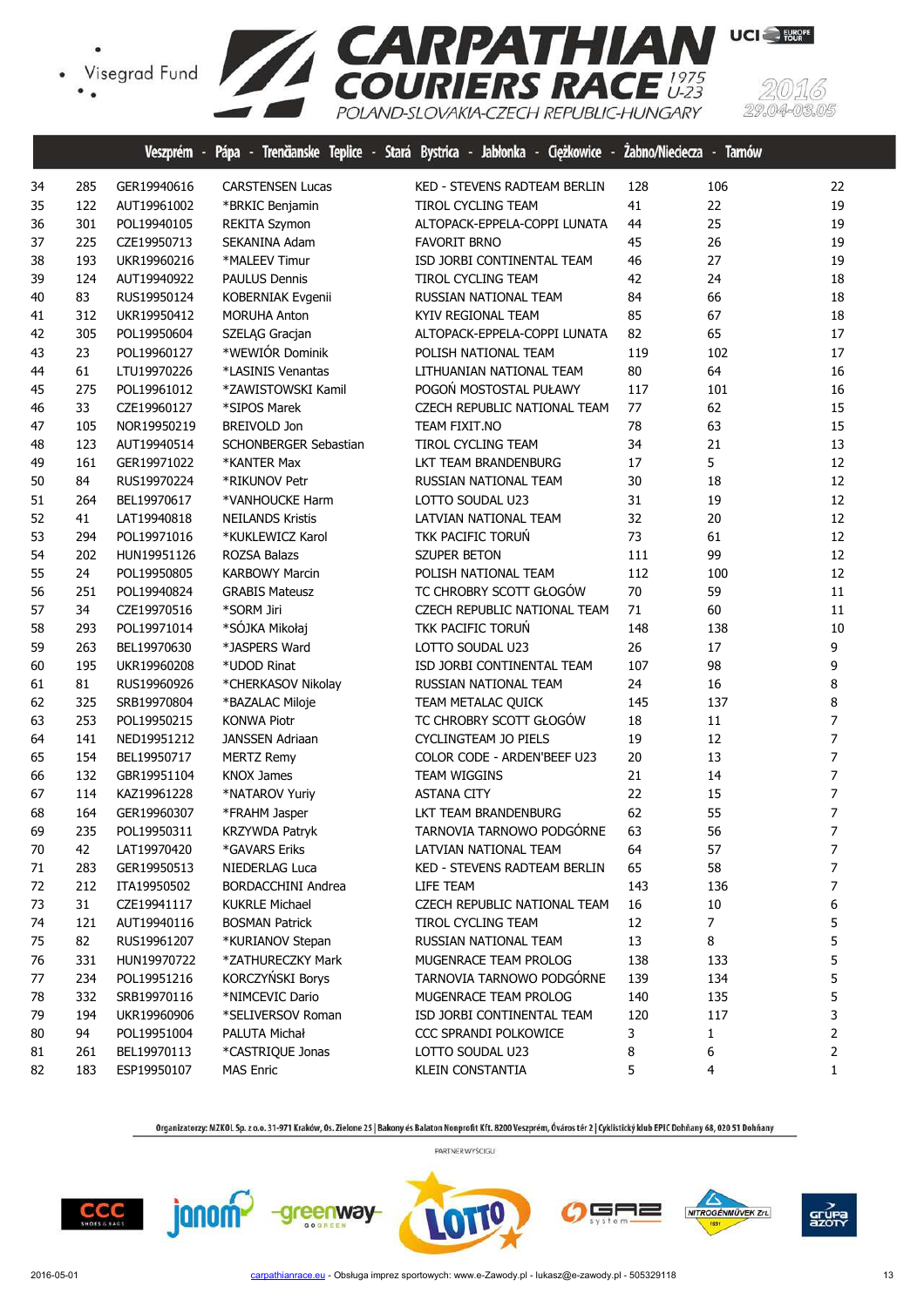# CARPATHIAN COURIERS RACE 1975 U-23

POLAND-SLOVAKIA-CZECH REPUBLIC-HUNGARY

2016 29.04-03.05

Veszprém - Pápa - Trenčianske Teplice - Stará Bystrica - Jabłonka - Ciężkowice - Żabno/Nieciecza - Tarnów

| | | | | | | | |
|---|---|---|---|---|---|---|---|
| 34 | 285 | GER19940616 | CARSTENSEN Lucas | KED - STEVENS RADTEAM BERLIN | 128 | 106 | 22 |
| 35 | 122 | AUT19961002 | *BRKIC Benjamin | TIROL CYCLING TEAM | 41 | 22 | 19 |
| 36 | 301 | POL19940105 | REKITA Szymon | ALTOPACK-EPPELA-COPPI LUNATA | 44 | 25 | 19 |
| 37 | 225 | CZE19950713 | SEKANINA Adam | FAVORIT BRNO | 45 | 26 | 19 |
| 38 | 193 | UKR19960216 | *MALEEV Timur | ISD JORBI CONTINENTAL TEAM | 46 | 27 | 19 |
| 39 | 124 | AUT19940922 | PAULUS Dennis | TIROL CYCLING TEAM | 42 | 24 | 18 |
| 40 | 83 | RUS19950124 | KOBERNIAK Evgenii | RUSSIAN NATIONAL TEAM | 84 | 66 | 18 |
| 41 | 312 | UKR19950412 | MORUHA Anton | KYIV REGIONAL TEAM | 85 | 67 | 18 |
| 42 | 305 | POL19950604 | SZELĄG Gracjan | ALTOPACK-EPPELA-COPPI LUNATA | 82 | 65 | 17 |
| 43 | 23 | POL19960127 | *WEWIÓR Dominik | POLISH NATIONAL TEAM | 119 | 102 | 17 |
| 44 | 61 | LTU19970226 | *LASINIS Venantas | LITHUANIAN NATIONAL TEAM | 80 | 64 | 16 |
| 45 | 275 | POL19961012 | *ZAWISTOWSKI Kamil | POGOŃ MOSTOSTAL PUŁAWY | 117 | 101 | 16 |
| 46 | 33 | CZE19960127 | *SIPOS Marek | CZECH REPUBLIC NATIONAL TEAM | 77 | 62 | 15 |
| 47 | 105 | NOR19950219 | BREIVOLD Jon | TEAM FIXIT.NO | 78 | 63 | 15 |
| 48 | 123 | AUT19940514 | SCHONBERGER Sebastian | TIROL CYCLING TEAM | 34 | 21 | 13 |
| 49 | 161 | GER19971022 | *KANTER Max | LKT TEAM BRANDENBURG | 17 | 5 | 12 |
| 50 | 84 | RUS19970224 | *RIKUNOV Petr | RUSSIAN NATIONAL TEAM | 30 | 18 | 12 |
| 51 | 264 | BEL19970617 | *VANHOUCKE Harm | LOTTO SOUDAL U23 | 31 | 19 | 12 |
| 52 | 41 | LAT19940818 | NEILANDS Kristis | LATVIAN NATIONAL TEAM | 32 | 20 | 12 |
| 53 | 294 | POL19971016 | *KUKLEWICZ Karol | TKK PACIFIC TORUŃ | 73 | 61 | 12 |
| 54 | 202 | HUN19951126 | ROZSA Balazs | SZUPER BETON | 111 | 99 | 12 |
| 55 | 24 | POL19950805 | KARBOWY Marcin | POLISH NATIONAL TEAM | 112 | 100 | 12 |
| 56 | 251 | POL19940824 | GRABIS Mateusz | TC CHROBRY SCOTT GŁOGÓW | 70 | 59 | 11 |
| 57 | 34 | CZE19970516 | *SORM Jiri | CZECH REPUBLIC NATIONAL TEAM | 71 | 60 | 11 |
| 58 | 293 | POL19971014 | *SÓJKA Mikołaj | TKK PACIFIC TORUŃ | 148 | 138 | 10 |
| 59 | 263 | BEL19970630 | *JASPERS Ward | LOTTO SOUDAL U23 | 26 | 17 | 9 |
| 60 | 195 | UKR19960208 | *UDOD Rinat | ISD JORBI CONTINENTAL TEAM | 107 | 98 | 9 |
| 61 | 81 | RUS19960926 | *CHERKASOV Nikolay | RUSSIAN NATIONAL TEAM | 24 | 16 | 8 |
| 62 | 325 | SRB19970804 | *BAZALAC Miloje | TEAM METALAC QUICK | 145 | 137 | 8 |
| 63 | 253 | POL19950215 | KONWA Piotr | TC CHROBRY SCOTT GŁOGÓW | 18 | 11 | 7 |
| 64 | 141 | NED19951212 | JANSSEN Adriaan | CYCLINGTEAM JO PIELS | 19 | 12 | 7 |
| 65 | 154 | BEL19950717 | MERTZ Remy | COLOR CODE - ARDEN'BEEF U23 | 20 | 13 | 7 |
| 66 | 132 | GBR19951104 | KNOX James | TEAM WIGGINS | 21 | 14 | 7 |
| 67 | 114 | KAZ19961228 | *NATAROV Yuriy | ASTANA CITY | 22 | 15 | 7 |
| 68 | 164 | GER19960307 | *FRAHM Jasper | LKT TEAM BRANDENBURG | 62 | 55 | 7 |
| 69 | 235 | POL19950311 | KRZYWDA Patryk | TARNOVIA TARNOWO PODGÓRNE | 63 | 56 | 7 |
| 70 | 42 | LAT19970420 | *GAVARS Eriks | LATVIAN NATIONAL TEAM | 64 | 57 | 7 |
| 71 | 283 | GER19950513 | NIEDERLAG Luca | KED - STEVENS RADTEAM BERLIN | 65 | 58 | 7 |
| 72 | 212 | ITA19950502 | BORDACCHINI Andrea | LIFE TEAM | 143 | 136 | 7 |
| 73 | 31 | CZE19941117 | KUKRLE Michael | CZECH REPUBLIC NATIONAL TEAM | 16 | 10 | 6 |
| 74 | 121 | AUT19940116 | BOSMAN Patrick | TIROL CYCLING TEAM | 12 | 7 | 5 |
| 75 | 82 | RUS19961207 | *KURIANOV Stepan | RUSSIAN NATIONAL TEAM | 13 | 8 | 5 |
| 76 | 331 | HUN19970722 | *ZATHURECZKY Mark | MUGENRACE TEAM PROLOG | 138 | 133 | 5 |
| 77 | 234 | POL19951216 | KORCZYŃSKI Borys | TARNOVIA TARNOWO PODGÓRNE | 139 | 134 | 5 |
| 78 | 332 | SRB19970116 | *NIMCEVIC Dario | MUGENRACE TEAM PROLOG | 140 | 135 | 5 |
| 79 | 194 | UKR19960906 | *SELIVERSOV Roman | ISD JORBI CONTINENTAL TEAM | 120 | 117 | 3 |
| 80 | 94 | POL19951004 | PALUTA Michał | CCC SPRANDI POLKOWICE | 3 | 1 | 2 |
| 81 | 261 | BEL19970113 | *CASTRIQUE Jonas | LOTTO SOUDAL U23 | 8 | 6 | 2 |
| 82 | 183 | ESP19950107 | MAS Enric | KLEIN CONSTANTIA | 5 | 4 | 1 |

Organizatorzy: MZKOL Sp. z o.o. 31-971 Kraków, Os. Zielone 25 | Bakony és Balaton Nonprofit Kft. 8200 Veszprém, Óváros tér 2 | Cyklistický klub EPIC Dohňany 68, 020 51 Dohňany

PARTNER WYŚCIGU

2016-05-01 carpathianrace.eu - Obsługa imprez sportowych: www.e-Zawody.pl - lukasz@e-zawody.pl - 505329118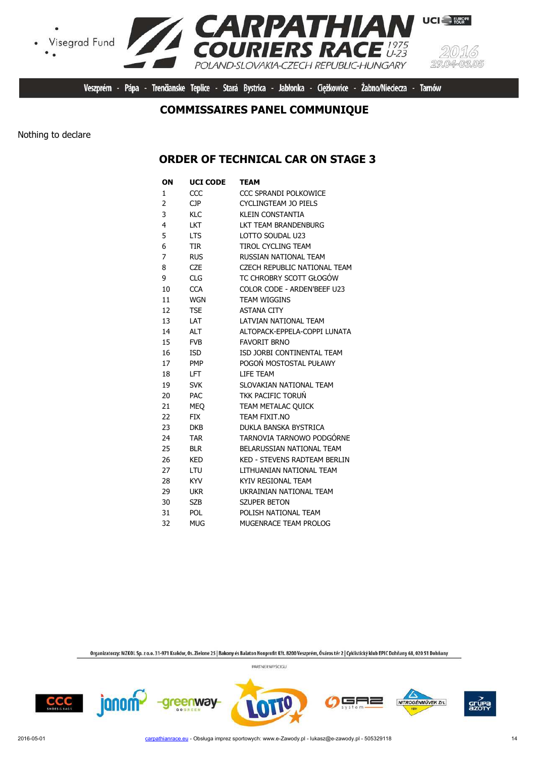## COMMISSAIRES PANEL COMMUNIQUE

Nothing to declare

## ORDER OF TECHNICAL CAR ON STAGE 3

| ON | UCI CODE | TEAM |
|---|---|---|
| 1 | CCC | CCC SPRANDI POLKOWICE |
| 2 | CJP | CYCLINGTEAM JO PIELS |
| 3 | KLC | KLEIN CONSTANTIA |
| 4 | LKT | LKT TEAM BRANDENBURG |
| 5 | LTS | LOTTO SOUDAL U23 |
| 6 | TIR | TIROL CYCLING TEAM |
| 7 | RUS | RUSSIAN NATIONAL TEAM |
| 8 | CZE | CZECH REPUBLIC NATIONAL TEAM |
| 9 | CLG | TC CHROBRY SCOTT GŁOGÓW |
| 10 | CCA | COLOR CODE - ARDEN'BEEF U23 |
| 11 | WGN | TEAM WIGGINS |
| 12 | TSE | ASTANA CITY |
| 13 | LAT | LATVIAN NATIONAL TEAM |
| 14 | ALT | ALTOPACK-EPPELA-COPPI LUNATA |
| 15 | FVB | FAVORIT BRNO |
| 16 | ISD | ISD JORBI CONTINENTAL TEAM |
| 17 | PMP | POGOŃ MOSTOSTAL PUŁAWY |
| 18 | LFT | LIFE TEAM |
| 19 | SVK | SLOVAKIAN NATIONAL TEAM |
| 20 | PAC | TKK PACIFIC TORUŃ |
| 21 | MEQ | TEAM METALAC QUICK |
| 22 | FIX | TEAM FIXIT.NO |
| 23 | DKB | DUKLA BANSKA BYSTRICA |
| 24 | TAR | TARNOVIA TARNOWO PODGÓRNE |
| 25 | BLR | BELARUSSIAN NATIONAL TEAM |
| 26 | KED | KED - STEVENS RADTEAM BERLIN |
| 27 | LTU | LITHUANIAN NATIONAL TEAM |
| 28 | KYV | KYIV REGIONAL TEAM |
| 29 | UKR | UKRAINIAN NATIONAL TEAM |
| 30 | SZB | SZUPER BETON |
| 31 | POL | POLISH NATIONAL TEAM |
| 32 | MUG | MUGENRACE TEAM PROLOG |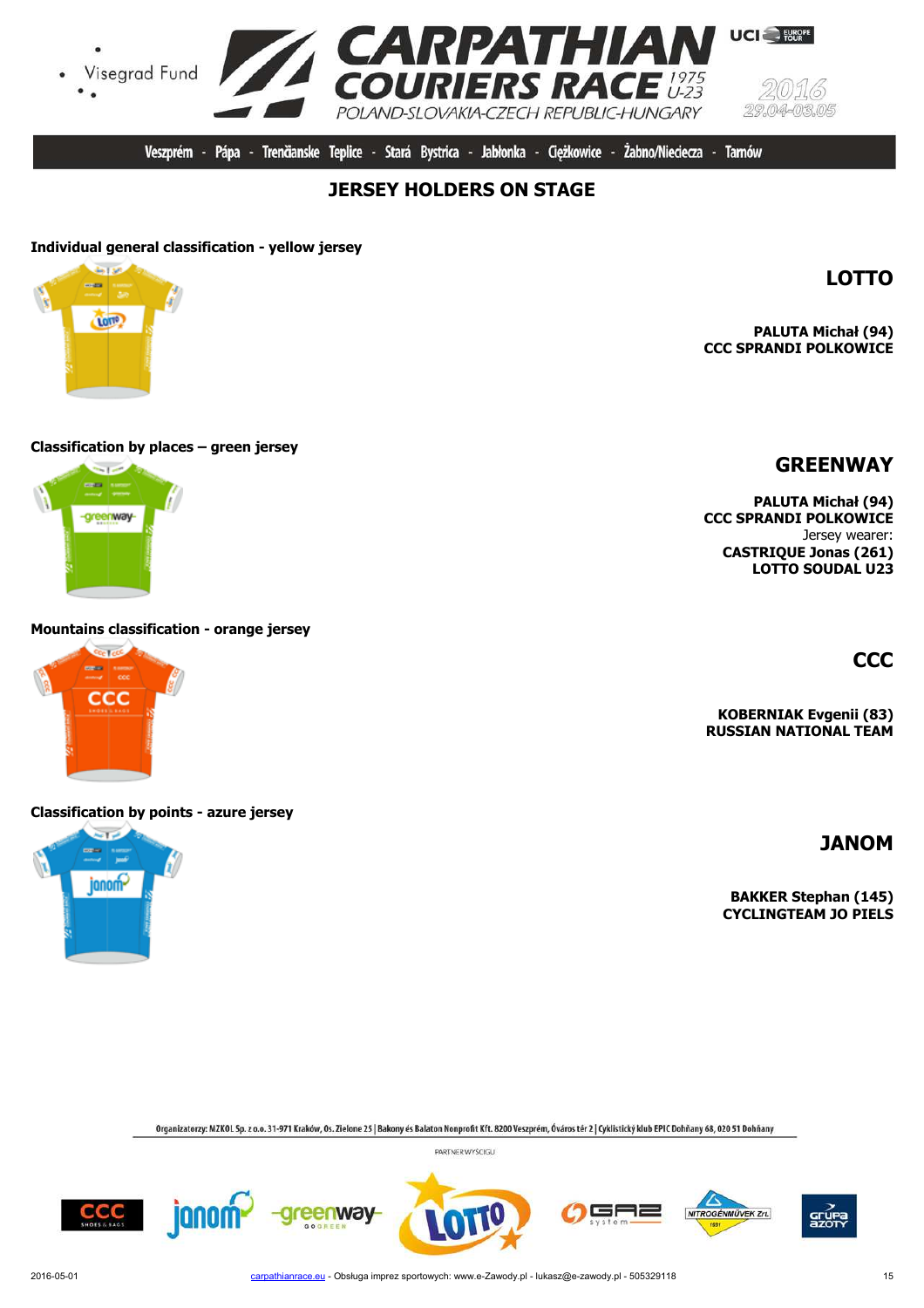## JERSEY HOLDERS ON STAGE

**Individual general classification - yellow jersey**

**LOTTO**

**PALUTA Michał (94)**
**CCC SPRANDI POLKOWICE**

**Classification by places – green jersey**

**GREENWAY**

**PALUTA Michał (94)**
**CCC SPRANDI POLKOWICE**
Jersey wearer:
**CASTRIQUE Jonas (261)**
**LOTTO SOUDAL U23**

**Mountains classification - orange jersey**

**CCC**

**KOBERNIAK Evgenii (83)**
**RUSSIAN NATIONAL TEAM**

**Classification by points - azure jersey**

**JANOM**

**BAKKER Stephan (145)**
**CYCLINGTEAM JO PIELS**

Organizatorzy: MZKOL Sp. z o.o. 31-971 Kraków, Os. Zielone 25 | Bakony és Balaton Nonprofit Kft. 8200 Veszprém, Óváros tér 2 | Cyklistický klub EPIC Dohňany 68, 020 51 Dohňany

PARTNER WYŚCIGU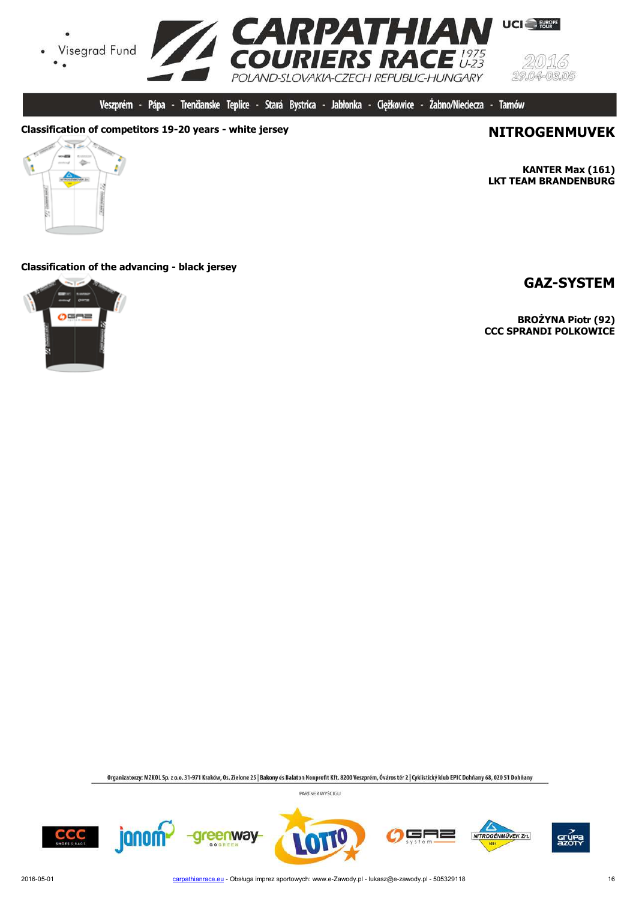## Classification of competitors 19-20 years - white jersey

**NITROGENMUVEK**

**KANTER Max (161)**
**LKT TEAM BRANDENBURG**

## Classification of the advancing - black jersey

**GAZ-SYSTEM**

**BROŻYNA Piotr (92)**
**CCC SPRANDI POLKOWICE**

Organizatorzy: MZKOL Sp. z o.o. 31-971 Kraków, Os. Zielone 25 | Bakony és Balaton Nonprofit Kft. 8200 Veszprém, Óváros tér 2 | Cyklistický klub EPIC Dohňany 68, 020 51 Dohňany

PARTNER WYŚCIGU

2016-05-01 carpathianrace.eu - Obsługa imprez sportowych: www.e-Zawody.pl - lukasz@e-zawody.pl - 505329118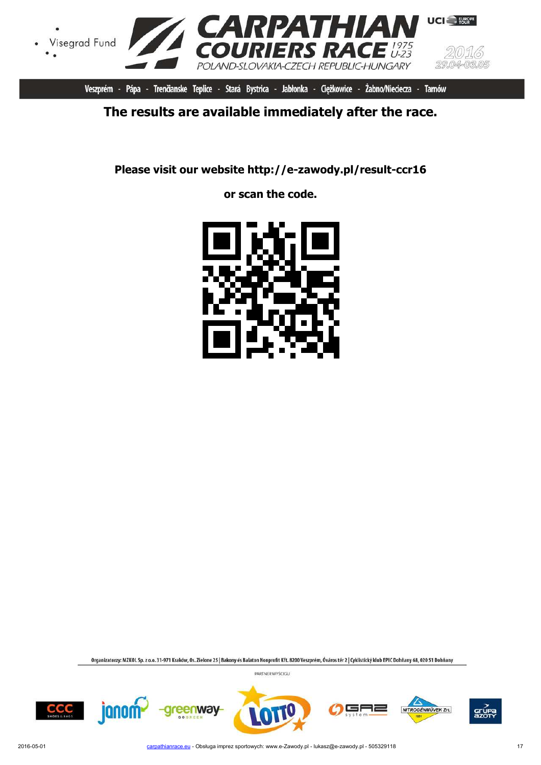**The results are available immediately after the race.**

**Please visit our website http://e-zawody.pl/result-ccr16**

**or scan the code.**

Organizatorzy: MZKOL Sp. z o.o. 31-971 Kraków, Os. Zielone 25 | Bakony és Balaton Nonprofit Kft. 8200 Veszprém, Óváros tér 2 | Cyklistický klub EPIC Dohňany 68, 020 51 Dohňany

PARTNER WYŚCIGU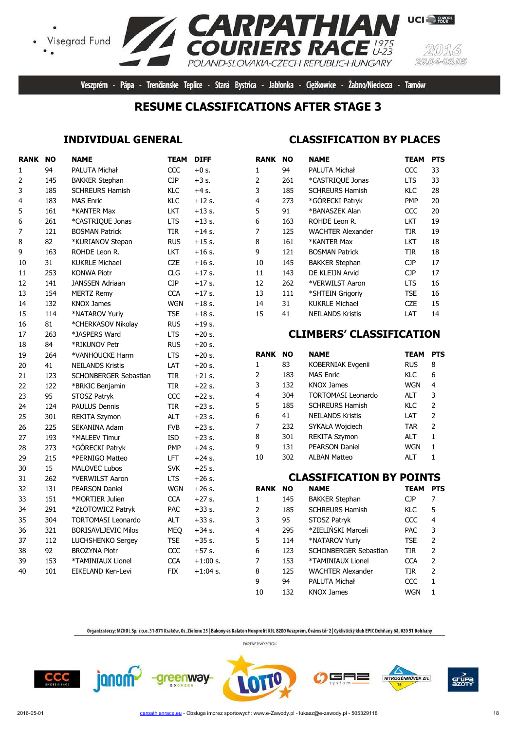Visegrad Fund

# CARPATHIAN COURIERS RACE 1975 U-23

POLAND-SLOVAKIA-CZECH REPUBLIC-HUNGARY

2016 29.04-03.05

Veszprém - Pápa - Trenčianske Teplice - Stará Bystrica - Jabłonka - Ciężkowice - Żabno/Nieciecza - Tarnów

## RESUME CLASSIFICATIONS AFTER STAGE 3

### INDIVIDUAL GENERAL

| RANK | NO | NAME | TEAM | DIFF |
|---|---|---|---|---|
| 1 | 94 | PALUTA Michał | CCC | +0 s. |
| 2 | 145 | BAKKER Stephan | CJP | +3 s. |
| 3 | 185 | SCHREURS Hamish | KLC | +4 s. |
| 4 | 183 | MAS Enric | KLC | +12 s. |
| 5 | 161 | *KANTER Max | LKT | +13 s. |
| 6 | 261 | *CASTRIQUE Jonas | LTS | +13 s. |
| 7 | 121 | BOSMAN Patrick | TIR | +14 s. |
| 8 | 82 | *KURIANOV Stepan | RUS | +15 s. |
| 9 | 163 | ROHDE Leon R. | LKT | +16 s. |
| 10 | 31 | KUKRLE Michael | CZE | +16 s. |
| 11 | 253 | KONWA Piotr | CLG | +17 s. |
| 12 | 141 | JANSSEN Adriaan | CJP | +17 s. |
| 13 | 154 | MERTZ Remy | CCA | +17 s. |
| 14 | 132 | KNOX James | WGN | +18 s. |
| 15 | 114 | *NATAROV Yuriy | TSE | +18 s. |
| 16 | 81 | *CHERKASOV Nikolay | RUS | +19 s. |
| 17 | 263 | *JASPERS Ward | LTS | +20 s. |
| 18 | 84 | *RIKUNOV Petr | RUS | +20 s. |
| 19 | 264 | *VANHOUCKE Harm | LTS | +20 s. |
| 20 | 41 | NEILANDS Kristis | LAT | +20 s. |
| 21 | 123 | SCHONBERGER Sebastian | TIR | +21 s. |
| 22 | 122 | *BRKIC Benjamin | TIR | +22 s. |
| 23 | 95 | STOSZ Patryk | CCC | +22 s. |
| 24 | 124 | PAULUS Dennis | TIR | +23 s. |
| 25 | 301 | REKITA Szymon | ALT | +23 s. |
| 26 | 225 | SEKANINA Adam | FVB | +23 s. |
| 27 | 193 | *MALEEV Timur | ISD | +23 s. |
| 28 | 273 | *GÓRECKI Patryk | PMP | +24 s. |
| 29 | 215 | *PERNIGO Matteo | LFT | +24 s. |
| 30 | 15 | MALOVEC Lubos | SVK | +25 s. |
| 31 | 262 | *VERWILST Aaron | LTS | +26 s. |
| 32 | 131 | PEARSON Daniel | WGN | +26 s. |
| 33 | 151 | *MORTIER Julien | CCA | +27 s. |
| 34 | 291 | *ZŁOTOWICZ Patryk | PAC | +33 s. |
| 35 | 304 | TORTOMASI Leonardo | ALT | +33 s. |
| 36 | 321 | BORISAVLJEVIC Milos | MEQ | +34 s. |
| 37 | 112 | LUCHSHENKO Sergey | TSE | +35 s. |
| 38 | 92 | BROŻYNA Piotr | CCC | +57 s. |
| 39 | 153 | *TAMINIAUX Lionel | CCA | +1:00 s. |
| 40 | 101 | EIKELAND Ken-Levi | FIX | +1:04 s. |

### CLASSIFICATION BY PLACES

| RANK | NO | NAME | TEAM | PTS |
|---|---|---|---|---|
| 1 | 94 | PALUTA Michał | CCC | 33 |
| 2 | 261 | *CASTRIQUE Jonas | LTS | 33 |
| 3 | 185 | SCHREURS Hamish | KLC | 28 |
| 4 | 273 | *GÓRECKI Patryk | PMP | 20 |
| 5 | 91 | *BANASZEK Alan | CCC | 20 |
| 6 | 163 | ROHDE Leon R. | LKT | 19 |
| 7 | 125 | WACHTER Alexander | TIR | 19 |
| 8 | 161 | *KANTER Max | LKT | 18 |
| 9 | 121 | BOSMAN Patrick | TIR | 18 |
| 10 | 145 | BAKKER Stephan | CJP | 17 |
| 11 | 143 | DE KLEIJN Arvid | CJP | 17 |
| 12 | 262 | *VERWILST Aaron | LTS | 16 |
| 13 | 111 | *SHTEIN Grigoriy | TSE | 16 |
| 14 | 31 | KUKRLE Michael | CZE | 15 |
| 15 | 41 | NEILANDS Kristis | LAT | 14 |

### CLIMBERS' CLASSIFICATION

| RANK | NO | NAME | TEAM | PTS |
|---|---|---|---|---|
| 1 | 83 | KOBERNIAK Evgenii | RUS | 8 |
| 2 | 183 | MAS Enric | KLC | 6 |
| 3 | 132 | KNOX James | WGN | 4 |
| 4 | 304 | TORTOMASI Leonardo | ALT | 3 |
| 5 | 185 | SCHREURS Hamish | KLC | 2 |
| 6 | 41 | NEILANDS Kristis | LAT | 2 |
| 7 | 232 | SYKAŁA Wojciech | TAR | 2 |
| 8 | 301 | REKITA Szymon | ALT | 1 |
| 9 | 131 | PEARSON Daniel | WGN | 1 |
| 10 | 302 | ALBAN Matteo | ALT | 1 |

### CLASSIFICATION BY POINTS

| RANK | NO | NAME | TEAM | PTS |
|---|---|---|---|---|
| 1 | 145 | BAKKER Stephan | CJP | 7 |
| 2 | 185 | SCHREURS Hamish | KLC | 5 |
| 3 | 95 | STOSZ Patryk | CCC | 4 |
| 4 | 295 | *ZIELIŃSKI Marceli | PAC | 3 |
| 5 | 114 | *NATAROV Yuriy | TSE | 2 |
| 6 | 123 | SCHONBERGER Sebastian | TIR | 2 |
| 7 | 153 | *TAMINIAUX Lionel | CCA | 2 |
| 8 | 125 | WACHTER Alexander | TIR | 2 |
| 9 | 94 | PALUTA Michał | CCC | 1 |
| 10 | 132 | KNOX James | WGN | 1 |

Organizatorzy: MZKOL Sp. z o.o. 31-971 Kraków, Os. Zielone 25 | Bakony és Balaton Nonprofit Kft. 8200 Veszprém, Óváros tér 2 | Cyklistický klub EPIC Dohňany 68, 020 51 Dohňany

PARTNER WYŚCIGU

2016-05-01 carpathianrace.eu - Obsługa imprez sportowych: www.e-Zawody.pl - lukasz@e-zawody.pl - 505329118